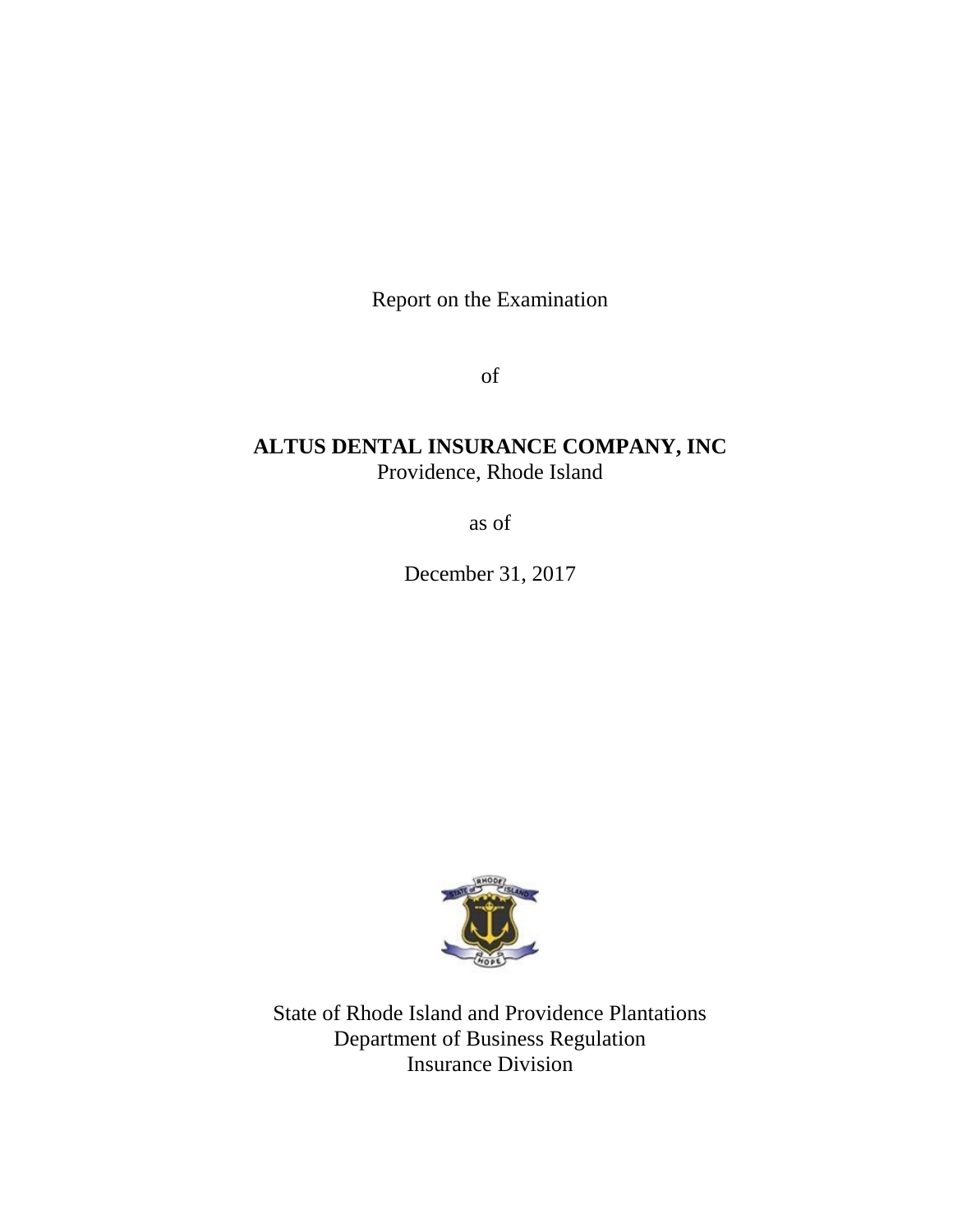Report on the Examination

of

**ALTUS DENTAL INSURANCE COMPANY, INC**
Providence, Rhode Island

as of

December 31, 2017

State of Rhode Island and Providence Plantations
Department of Business Regulation
Insurance Division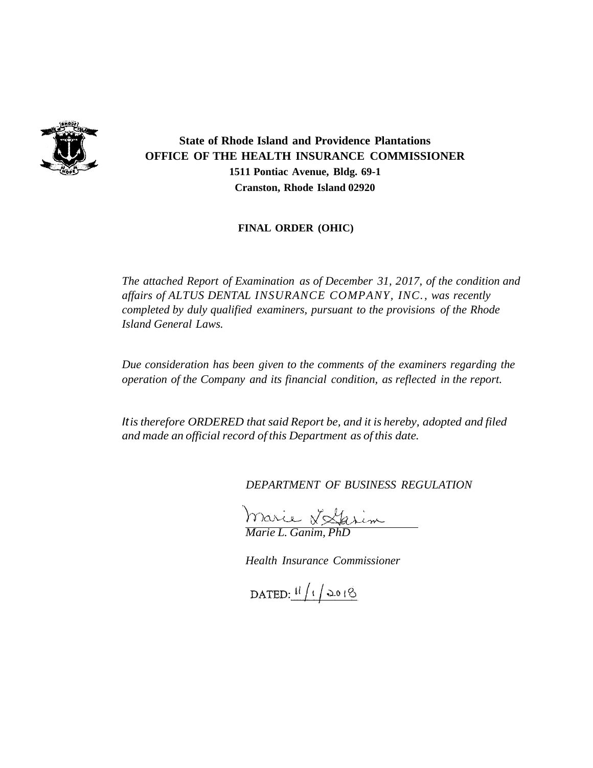**State of Rhode Island and Providence Plantations**
**OFFICE OF THE HEALTH INSURANCE COMMISSIONER**
**1511 Pontiac Avenue, Bldg. 69-1**
**Cranston, Rhode Island 02920**

**FINAL ORDER (OHIC)**

*The attached Report of Examination as of December 31, 2017, of the condition and affairs of ALTUS DENTAL INSURANCE COMPANY, INC., was recently completed by duly qualified examiners, pursuant to the provisions of the Rhode Island General Laws.*

*Due consideration has been given to the comments of the examiners regarding the operation of the Company and its financial condition, as reflected in the report.*

*It is therefore ORDERED that said Report be, and it is hereby, adopted and filed and made an official record of this Department as of this date.*

*DEPARTMENT OF BUSINESS REGULATION*

*Marie L. Ganim, PhD*

*Health Insurance Commissioner*

DATED: 11/1/2018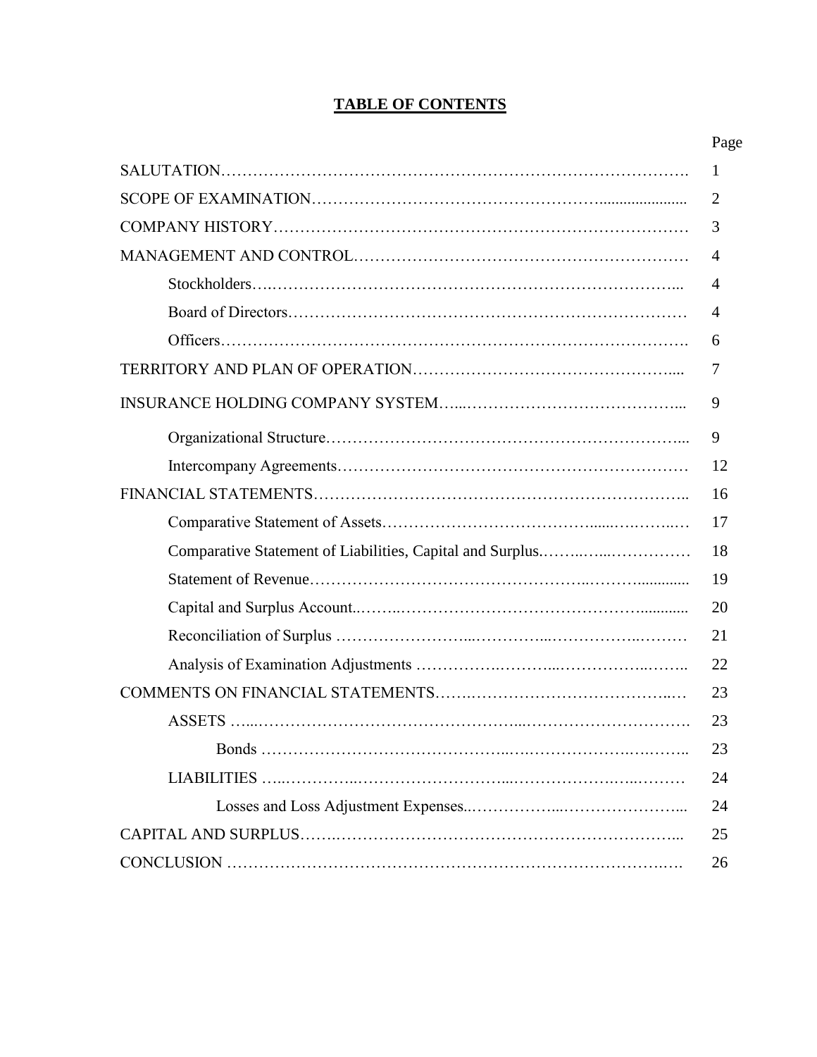## TABLE OF CONTENTS

| | Page |
|---|---|
| SALUTATION | 1 |
| SCOPE OF EXAMINATION | 2 |
| COMPANY HISTORY | 3 |
| MANAGEMENT AND CONTROL | 4 |
| Stockholders | 4 |
| Board of Directors | 4 |
| Officers | 6 |
| TERRITORY AND PLAN OF OPERATION | 7 |
| INSURANCE HOLDING COMPANY SYSTEM | 9 |
| Organizational Structure | 9 |
| Intercompany Agreements | 12 |
| FINANCIAL STATEMENTS | 16 |
| Comparative Statement of Assets | 17 |
| Comparative Statement of Liabilities, Capital and Surplus | 18 |
| Statement of Revenue | 19 |
| Capital and Surplus Account | 20 |
| Reconciliation of Surplus | 21 |
| Analysis of Examination Adjustments | 22 |
| COMMENTS ON FINANCIAL STATEMENTS | 23 |
| ASSETS | 23 |
| Bonds | 23 |
| LIABILITIES | 24 |
| Losses and Loss Adjustment Expenses | 24 |
| CAPITAL AND SURPLUS | 25 |
| CONCLUSION | 26 |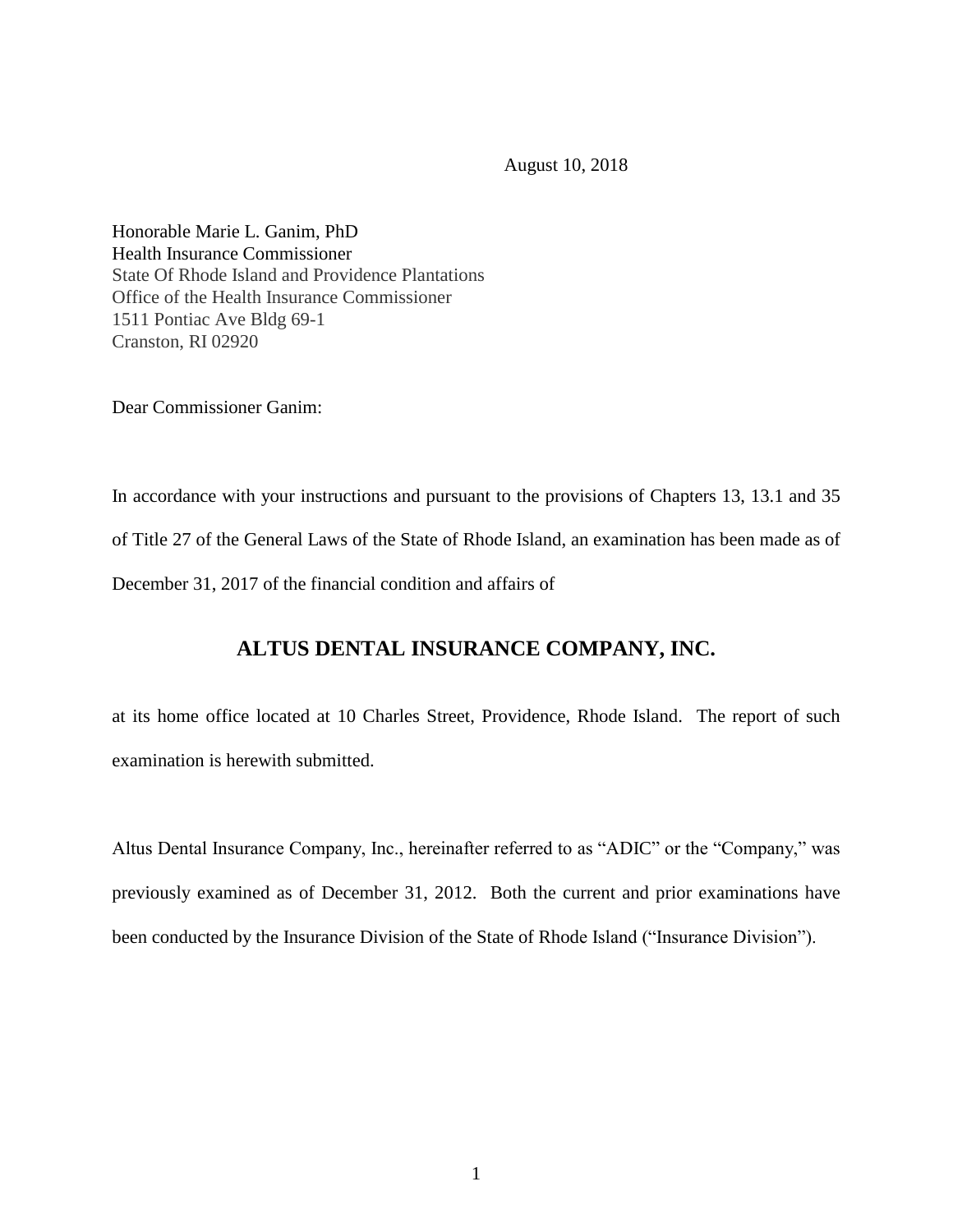August 10, 2018

Honorable Marie L. Ganim, PhD
Health Insurance Commissioner
State Of Rhode Island and Providence Plantations
Office of the Health Insurance Commissioner
1511 Pontiac Ave Bldg 69-1
Cranston, RI 02920

Dear Commissioner Ganim:

In accordance with your instructions and pursuant to the provisions of Chapters 13, 13.1 and 35 of Title 27 of the General Laws of the State of Rhode Island, an examination has been made as of December 31, 2017 of the financial condition and affairs of

## ALTUS DENTAL INSURANCE COMPANY, INC.

at its home office located at 10 Charles Street, Providence, Rhode Island. The report of such examination is herewith submitted.

Altus Dental Insurance Company, Inc., hereinafter referred to as "ADIC" or the "Company," was previously examined as of December 31, 2012. Both the current and prior examinations have been conducted by the Insurance Division of the State of Rhode Island ("Insurance Division").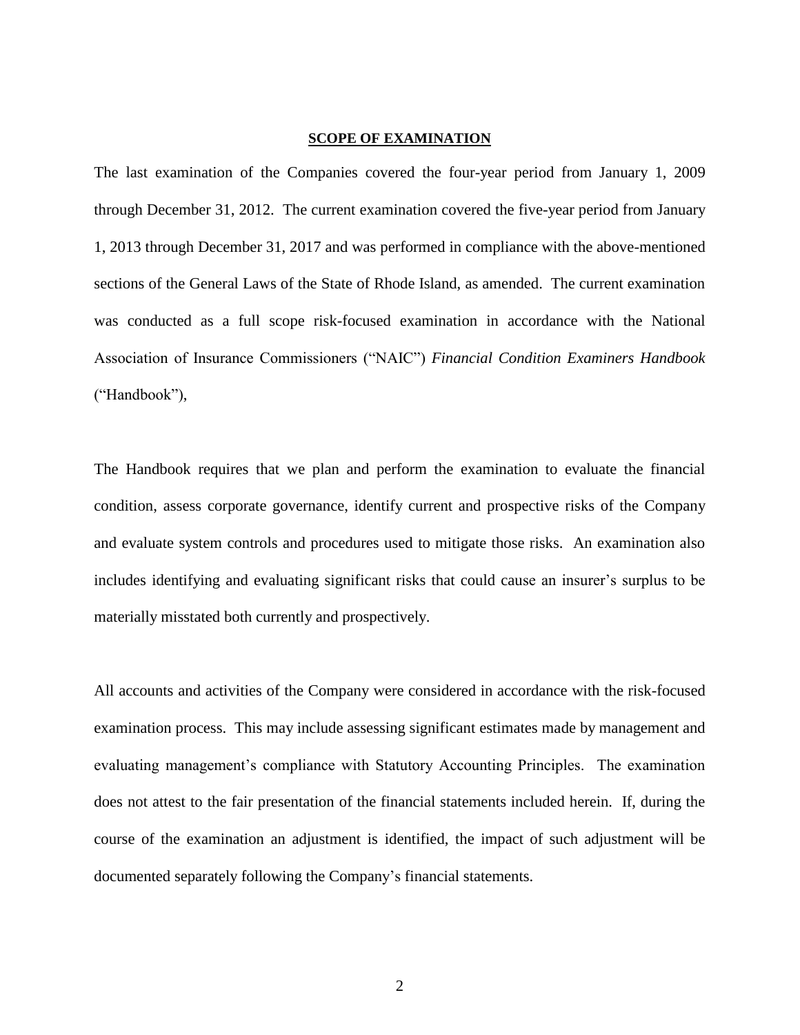## SCOPE OF EXAMINATION

The last examination of the Companies covered the four-year period from January 1, 2009 through December 31, 2012. The current examination covered the five-year period from January 1, 2013 through December 31, 2017 and was performed in compliance with the above-mentioned sections of the General Laws of the State of Rhode Island, as amended. The current examination was conducted as a full scope risk-focused examination in accordance with the National Association of Insurance Commissioners ("NAIC") *Financial Condition Examiners Handbook* ("Handbook"),

The Handbook requires that we plan and perform the examination to evaluate the financial condition, assess corporate governance, identify current and prospective risks of the Company and evaluate system controls and procedures used to mitigate those risks. An examination also includes identifying and evaluating significant risks that could cause an insurer's surplus to be materially misstated both currently and prospectively.

All accounts and activities of the Company were considered in accordance with the risk-focused examination process. This may include assessing significant estimates made by management and evaluating management's compliance with Statutory Accounting Principles. The examination does not attest to the fair presentation of the financial statements included herein. If, during the course of the examination an adjustment is identified, the impact of such adjustment will be documented separately following the Company's financial statements.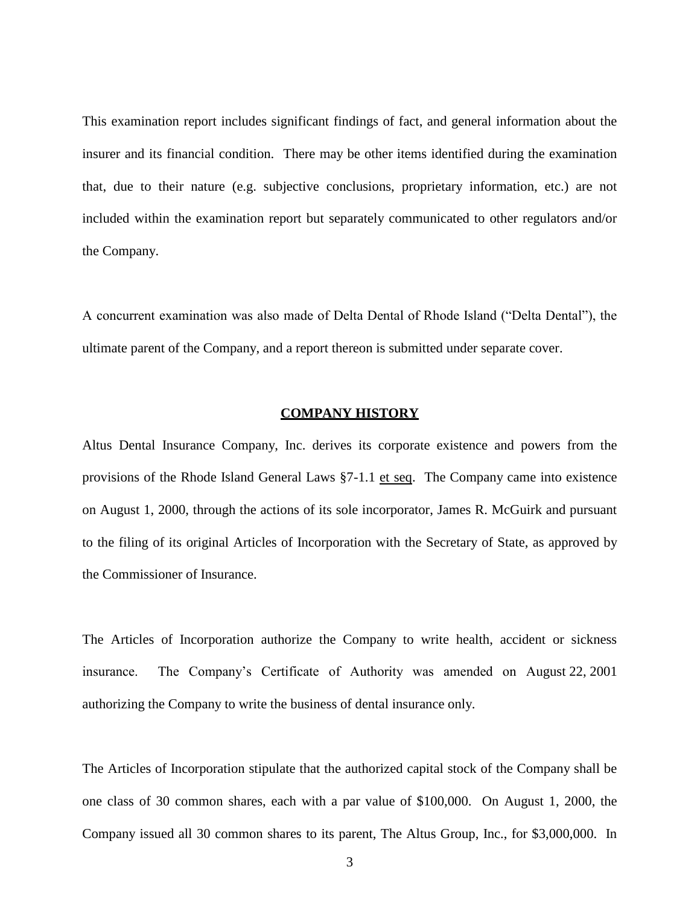This examination report includes significant findings of fact, and general information about the insurer and its financial condition. There may be other items identified during the examination that, due to their nature (e.g. subjective conclusions, proprietary information, etc.) are not included within the examination report but separately communicated to other regulators and/or the Company.

A concurrent examination was also made of Delta Dental of Rhode Island ("Delta Dental"), the ultimate parent of the Company, and a report thereon is submitted under separate cover.

## COMPANY HISTORY

Altus Dental Insurance Company, Inc. derives its corporate existence and powers from the provisions of the Rhode Island General Laws §7-1.1 et seq. The Company came into existence on August 1, 2000, through the actions of its sole incorporator, James R. McGuirk and pursuant to the filing of its original Articles of Incorporation with the Secretary of State, as approved by the Commissioner of Insurance.

The Articles of Incorporation authorize the Company to write health, accident or sickness insurance. The Company's Certificate of Authority was amended on August 22, 2001 authorizing the Company to write the business of dental insurance only.

The Articles of Incorporation stipulate that the authorized capital stock of the Company shall be one class of 30 common shares, each with a par value of $100,000. On August 1, 2000, the Company issued all 30 common shares to its parent, The Altus Group, Inc., for $3,000,000. In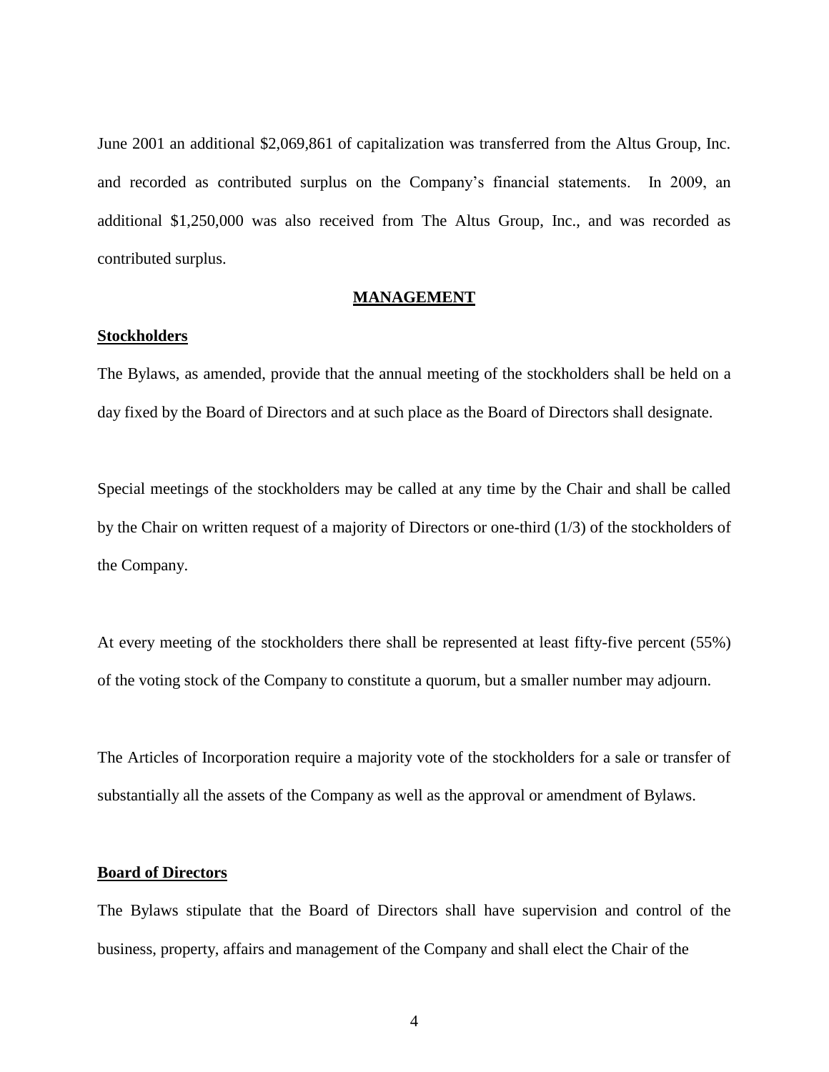June 2001 an additional $2,069,861 of capitalization was transferred from the Altus Group, Inc. and recorded as contributed surplus on the Company's financial statements. In 2009, an additional $1,250,000 was also received from The Altus Group, Inc., and was recorded as contributed surplus.

## MANAGEMENT

### Stockholders

The Bylaws, as amended, provide that the annual meeting of the stockholders shall be held on a day fixed by the Board of Directors and at such place as the Board of Directors shall designate.

Special meetings of the stockholders may be called at any time by the Chair and shall be called by the Chair on written request of a majority of Directors or one-third (1/3) of the stockholders of the Company.

At every meeting of the stockholders there shall be represented at least fifty-five percent (55%) of the voting stock of the Company to constitute a quorum, but a smaller number may adjourn.

The Articles of Incorporation require a majority vote of the stockholders for a sale or transfer of substantially all the assets of the Company as well as the approval or amendment of Bylaws.

### Board of Directors

The Bylaws stipulate that the Board of Directors shall have supervision and control of the business, property, affairs and management of the Company and shall elect the Chair of the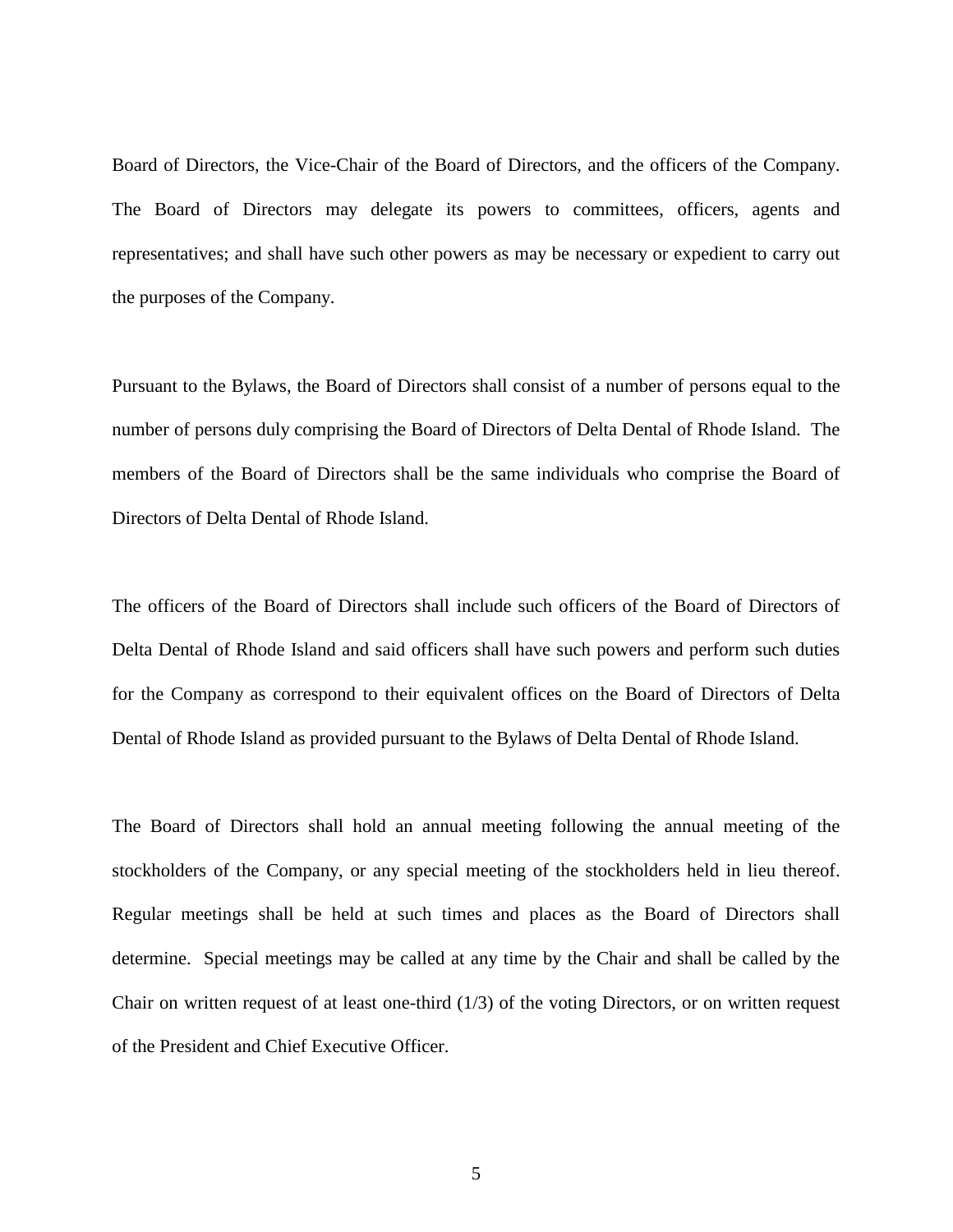Board of Directors, the Vice-Chair of the Board of Directors, and the officers of the Company. The Board of Directors may delegate its powers to committees, officers, agents and representatives; and shall have such other powers as may be necessary or expedient to carry out the purposes of the Company.

Pursuant to the Bylaws, the Board of Directors shall consist of a number of persons equal to the number of persons duly comprising the Board of Directors of Delta Dental of Rhode Island. The members of the Board of Directors shall be the same individuals who comprise the Board of Directors of Delta Dental of Rhode Island.

The officers of the Board of Directors shall include such officers of the Board of Directors of Delta Dental of Rhode Island and said officers shall have such powers and perform such duties for the Company as correspond to their equivalent offices on the Board of Directors of Delta Dental of Rhode Island as provided pursuant to the Bylaws of Delta Dental of Rhode Island.

The Board of Directors shall hold an annual meeting following the annual meeting of the stockholders of the Company, or any special meeting of the stockholders held in lieu thereof. Regular meetings shall be held at such times and places as the Board of Directors shall determine. Special meetings may be called at any time by the Chair and shall be called by the Chair on written request of at least one-third (1/3) of the voting Directors, or on written request of the President and Chief Executive Officer.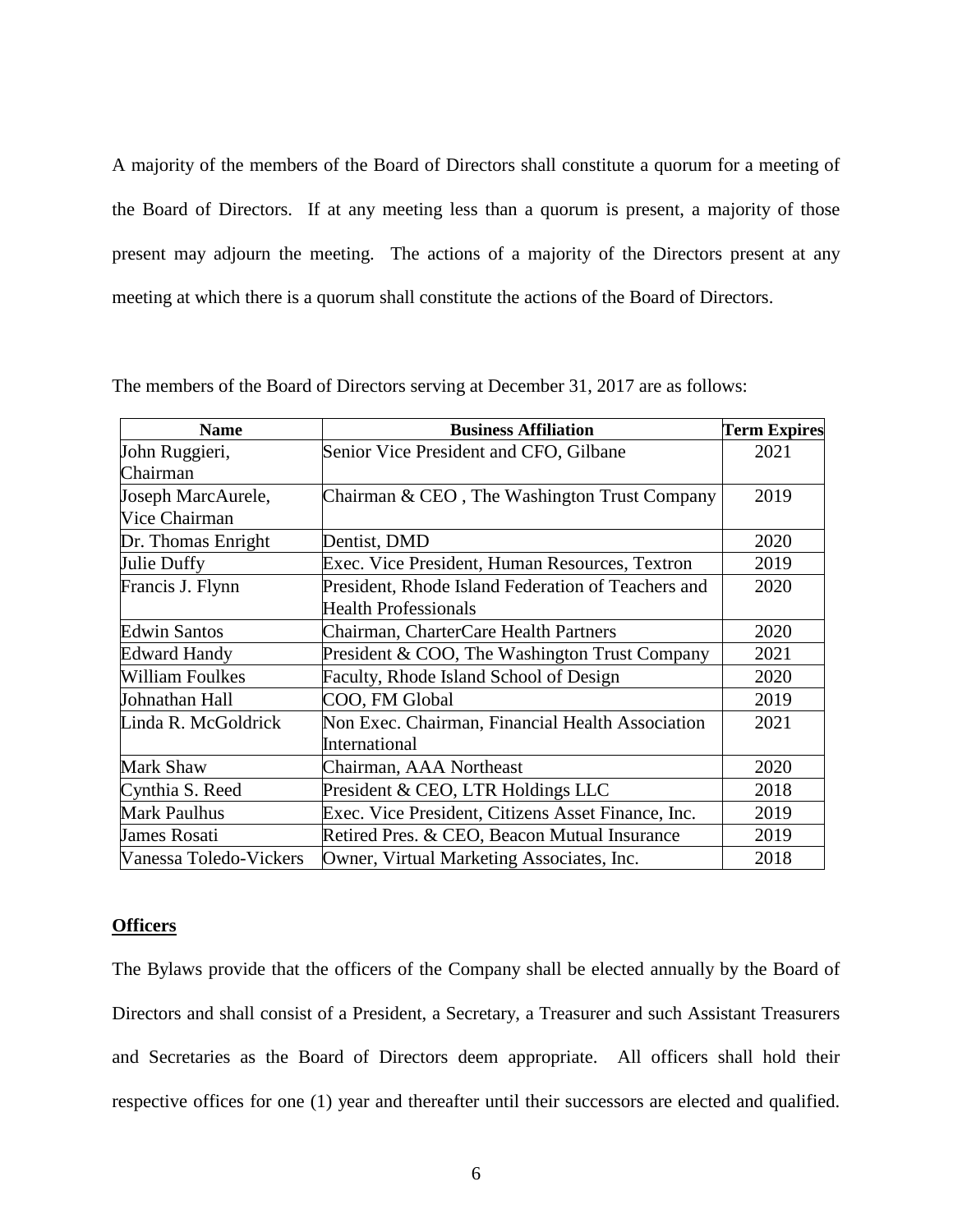A majority of the members of the Board of Directors shall constitute a quorum for a meeting of the Board of Directors. If at any meeting less than a quorum is present, a majority of those present may adjourn the meeting. The actions of a majority of the Directors present at any meeting at which there is a quorum shall constitute the actions of the Board of Directors.

The members of the Board of Directors serving at December 31, 2017 are as follows:

| Name | Business Affiliation | Term Expires |
|---|---|---|
| John Ruggieri, Chairman | Senior Vice President and CFO, Gilbane | 2021 |
| Joseph MarcAurele, Vice Chairman | Chairman & CEO , The Washington Trust Company | 2019 |
| Dr. Thomas Enright | Dentist, DMD | 2020 |
| Julie Duffy | Exec. Vice President, Human Resources, Textron | 2019 |
| Francis J. Flynn | President, Rhode Island Federation of Teachers and Health Professionals | 2020 |
| Edwin Santos | Chairman, CharterCare Health Partners | 2020 |
| Edward Handy | President & COO, The Washington Trust Company | 2021 |
| William Foulkes | Faculty, Rhode Island School of Design | 2020 |
| Johnathan Hall | COO, FM Global | 2019 |
| Linda R. McGoldrick | Non Exec. Chairman, Financial Health Association International | 2021 |
| Mark Shaw | Chairman, AAA Northeast | 2020 |
| Cynthia S. Reed | President & CEO, LTR Holdings LLC | 2018 |
| Mark Paulhus | Exec. Vice President, Citizens Asset Finance, Inc. | 2019 |
| James Rosati | Retired Pres. & CEO, Beacon Mutual Insurance | 2019 |
| Vanessa Toledo-Vickers | Owner, Virtual Marketing Associates, Inc. | 2018 |

**Officers**

The Bylaws provide that the officers of the Company shall be elected annually by the Board of Directors and shall consist of a President, a Secretary, a Treasurer and such Assistant Treasurers and Secretaries as the Board of Directors deem appropriate. All officers shall hold their respective offices for one (1) year and thereafter until their successors are elected and qualified.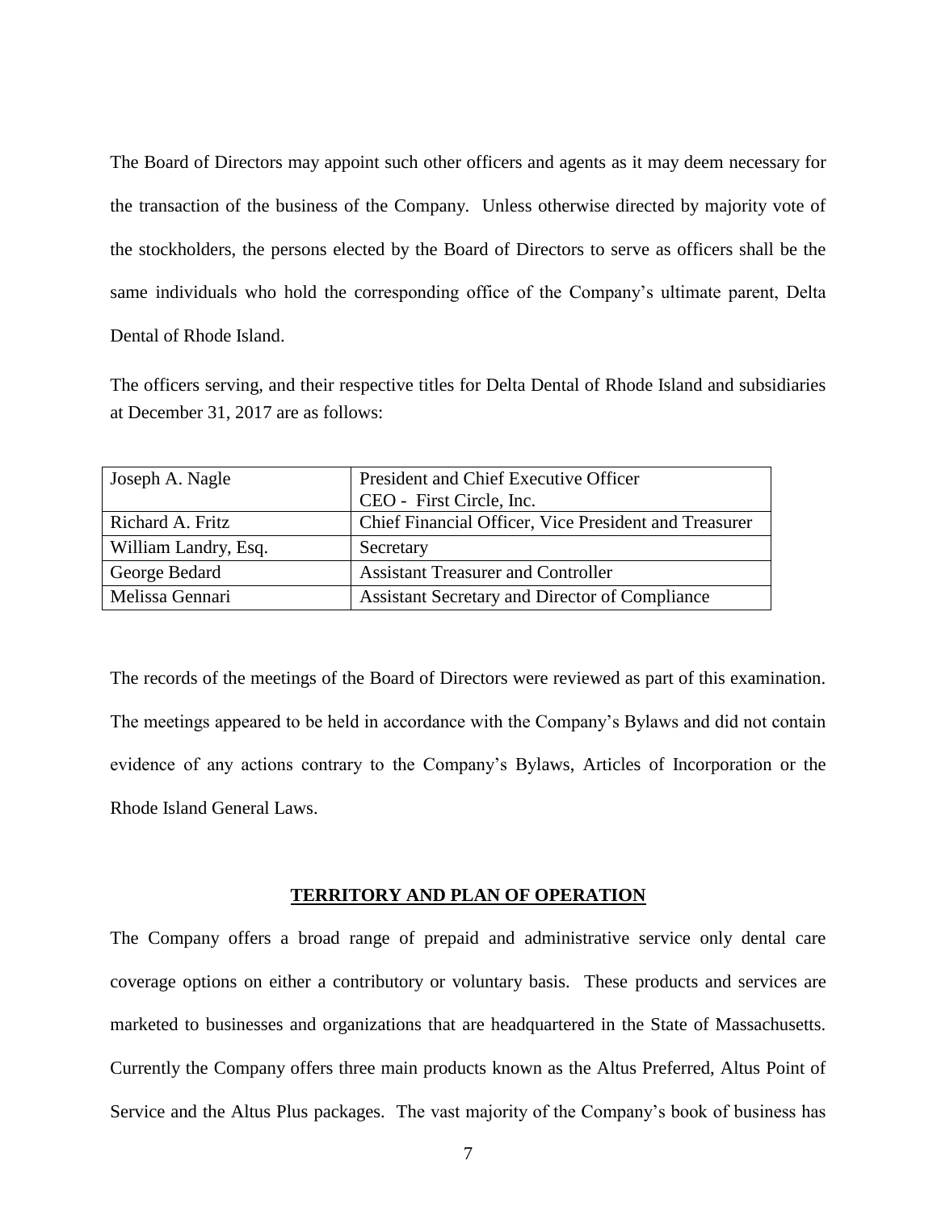The Board of Directors may appoint such other officers and agents as it may deem necessary for the transaction of the business of the Company. Unless otherwise directed by majority vote of the stockholders, the persons elected by the Board of Directors to serve as officers shall be the same individuals who hold the corresponding office of the Company's ultimate parent, Delta Dental of Rhode Island.

The officers serving, and their respective titles for Delta Dental of Rhode Island and subsidiaries at December 31, 2017 are as follows:

| Name | Title |
|---|---|
| Joseph A. Nagle | President and Chief Executive Officer<br>CEO - First Circle, Inc. |
| Richard A. Fritz | Chief Financial Officer, Vice President and Treasurer |
| William Landry, Esq. | Secretary |
| George Bedard | Assistant Treasurer and Controller |
| Melissa Gennari | Assistant Secretary and Director of Compliance |

The records of the meetings of the Board of Directors were reviewed as part of this examination. The meetings appeared to be held in accordance with the Company's Bylaws and did not contain evidence of any actions contrary to the Company's Bylaws, Articles of Incorporation or the Rhode Island General Laws.

## TERRITORY AND PLAN OF OPERATION

The Company offers a broad range of prepaid and administrative service only dental care coverage options on either a contributory or voluntary basis. These products and services are marketed to businesses and organizations that are headquartered in the State of Massachusetts. Currently the Company offers three main products known as the Altus Preferred, Altus Point of Service and the Altus Plus packages. The vast majority of the Company's book of business has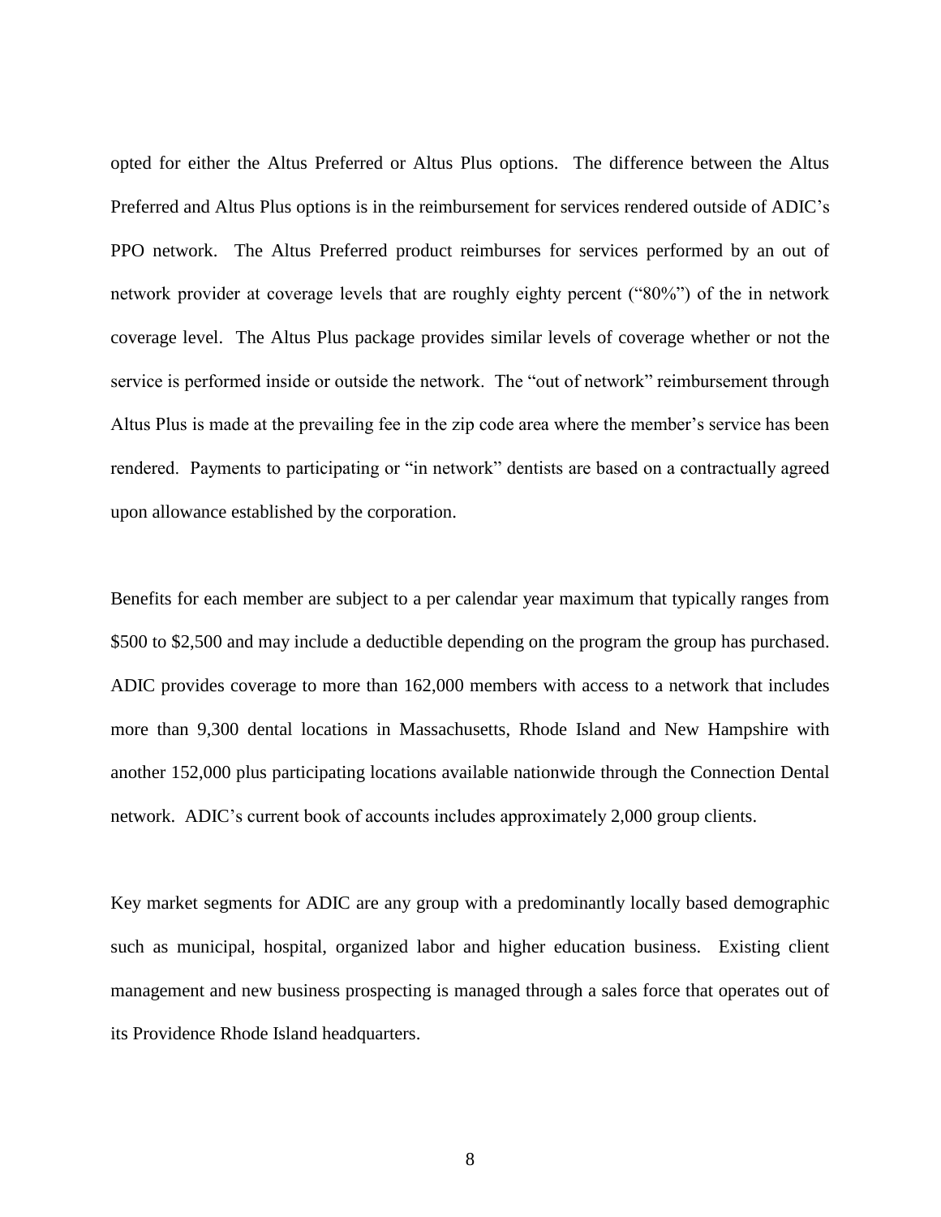opted for either the Altus Preferred or Altus Plus options. The difference between the Altus Preferred and Altus Plus options is in the reimbursement for services rendered outside of ADIC's PPO network. The Altus Preferred product reimburses for services performed by an out of network provider at coverage levels that are roughly eighty percent ("80%") of the in network coverage level. The Altus Plus package provides similar levels of coverage whether or not the service is performed inside or outside the network. The "out of network" reimbursement through Altus Plus is made at the prevailing fee in the zip code area where the member's service has been rendered. Payments to participating or "in network" dentists are based on a contractually agreed upon allowance established by the corporation.

Benefits for each member are subject to a per calendar year maximum that typically ranges from $500 to $2,500 and may include a deductible depending on the program the group has purchased. ADIC provides coverage to more than 162,000 members with access to a network that includes more than 9,300 dental locations in Massachusetts, Rhode Island and New Hampshire with another 152,000 plus participating locations available nationwide through the Connection Dental network. ADIC's current book of accounts includes approximately 2,000 group clients.

Key market segments for ADIC are any group with a predominantly locally based demographic such as municipal, hospital, organized labor and higher education business. Existing client management and new business prospecting is managed through a sales force that operates out of its Providence Rhode Island headquarters.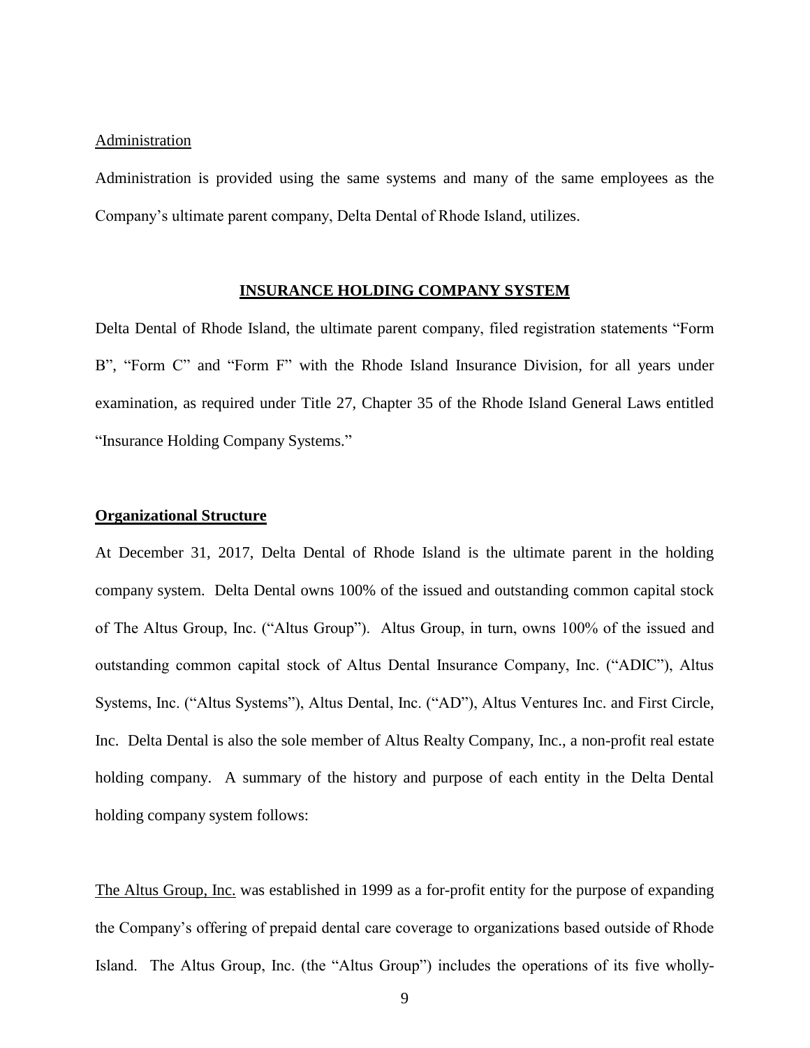Administration

Administration is provided using the same systems and many of the same employees as the Company's ultimate parent company, Delta Dental of Rhode Island, utilizes.

## INSURANCE HOLDING COMPANY SYSTEM

Delta Dental of Rhode Island, the ultimate parent company, filed registration statements "Form B", "Form C" and "Form F" with the Rhode Island Insurance Division, for all years under examination, as required under Title 27, Chapter 35 of the Rhode Island General Laws entitled "Insurance Holding Company Systems."

### Organizational Structure

At December 31, 2017, Delta Dental of Rhode Island is the ultimate parent in the holding company system. Delta Dental owns 100% of the issued and outstanding common capital stock of The Altus Group, Inc. ("Altus Group"). Altus Group, in turn, owns 100% of the issued and outstanding common capital stock of Altus Dental Insurance Company, Inc. ("ADIC"), Altus Systems, Inc. ("Altus Systems"), Altus Dental, Inc. ("AD"), Altus Ventures Inc. and First Circle, Inc. Delta Dental is also the sole member of Altus Realty Company, Inc., a non-profit real estate holding company. A summary of the history and purpose of each entity in the Delta Dental holding company system follows:

The Altus Group, Inc. was established in 1999 as a for-profit entity for the purpose of expanding the Company's offering of prepaid dental care coverage to organizations based outside of Rhode Island. The Altus Group, Inc. (the "Altus Group") includes the operations of its five wholly-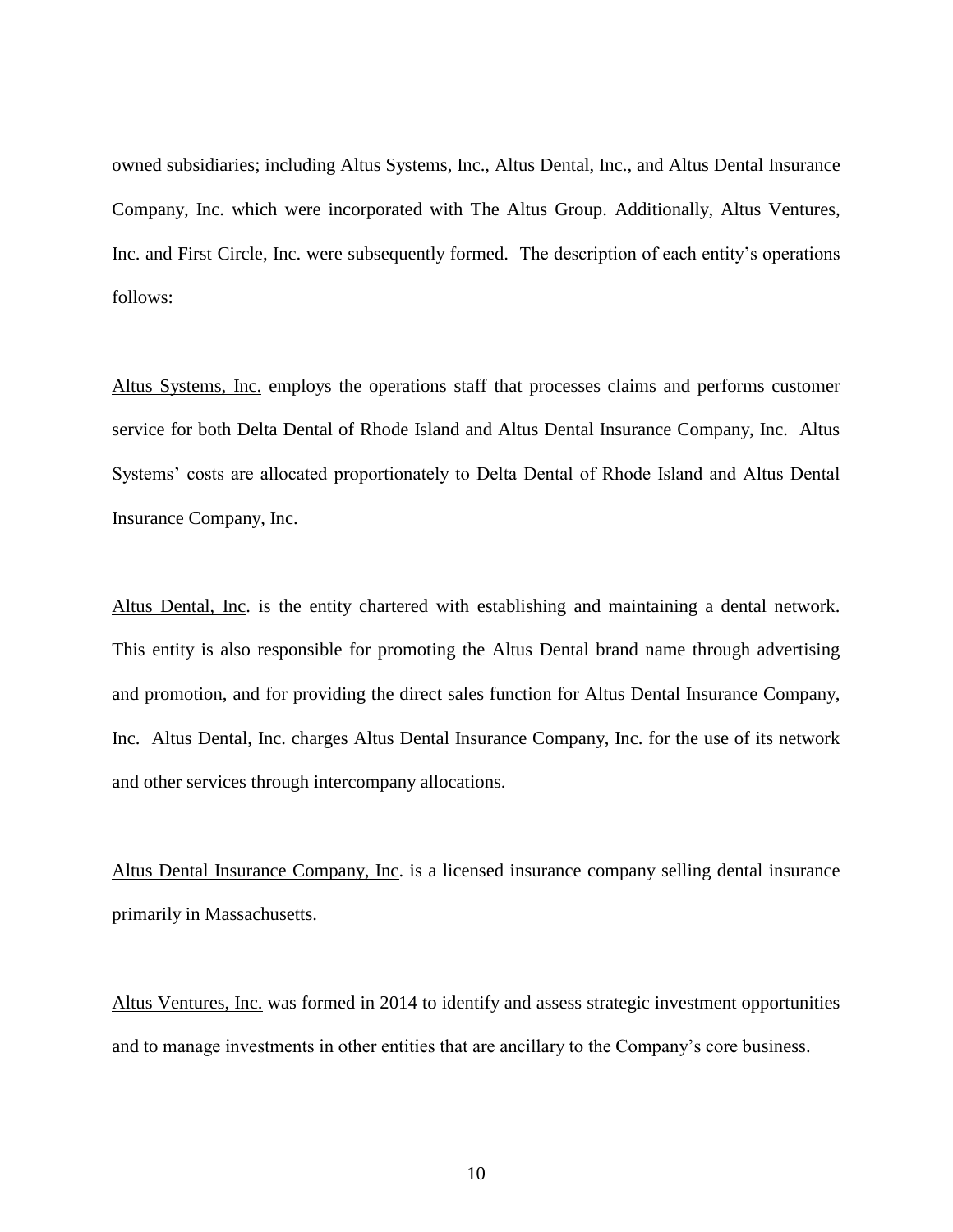owned subsidiaries; including Altus Systems, Inc., Altus Dental, Inc., and Altus Dental Insurance Company, Inc. which were incorporated with The Altus Group. Additionally, Altus Ventures, Inc. and First Circle, Inc. were subsequently formed. The description of each entity's operations follows:

<u>Altus Systems, Inc.</u> employs the operations staff that processes claims and performs customer service for both Delta Dental of Rhode Island and Altus Dental Insurance Company, Inc. Altus Systems' costs are allocated proportionately to Delta Dental of Rhode Island and Altus Dental Insurance Company, Inc.

<u>Altus Dental, Inc</u>. is the entity chartered with establishing and maintaining a dental network. This entity is also responsible for promoting the Altus Dental brand name through advertising and promotion, and for providing the direct sales function for Altus Dental Insurance Company, Inc. Altus Dental, Inc. charges Altus Dental Insurance Company, Inc. for the use of its network and other services through intercompany allocations.

<u>Altus Dental Insurance Company, Inc</u>. is a licensed insurance company selling dental insurance primarily in Massachusetts.

<u>Altus Ventures, Inc.</u> was formed in 2014 to identify and assess strategic investment opportunities and to manage investments in other entities that are ancillary to the Company's core business.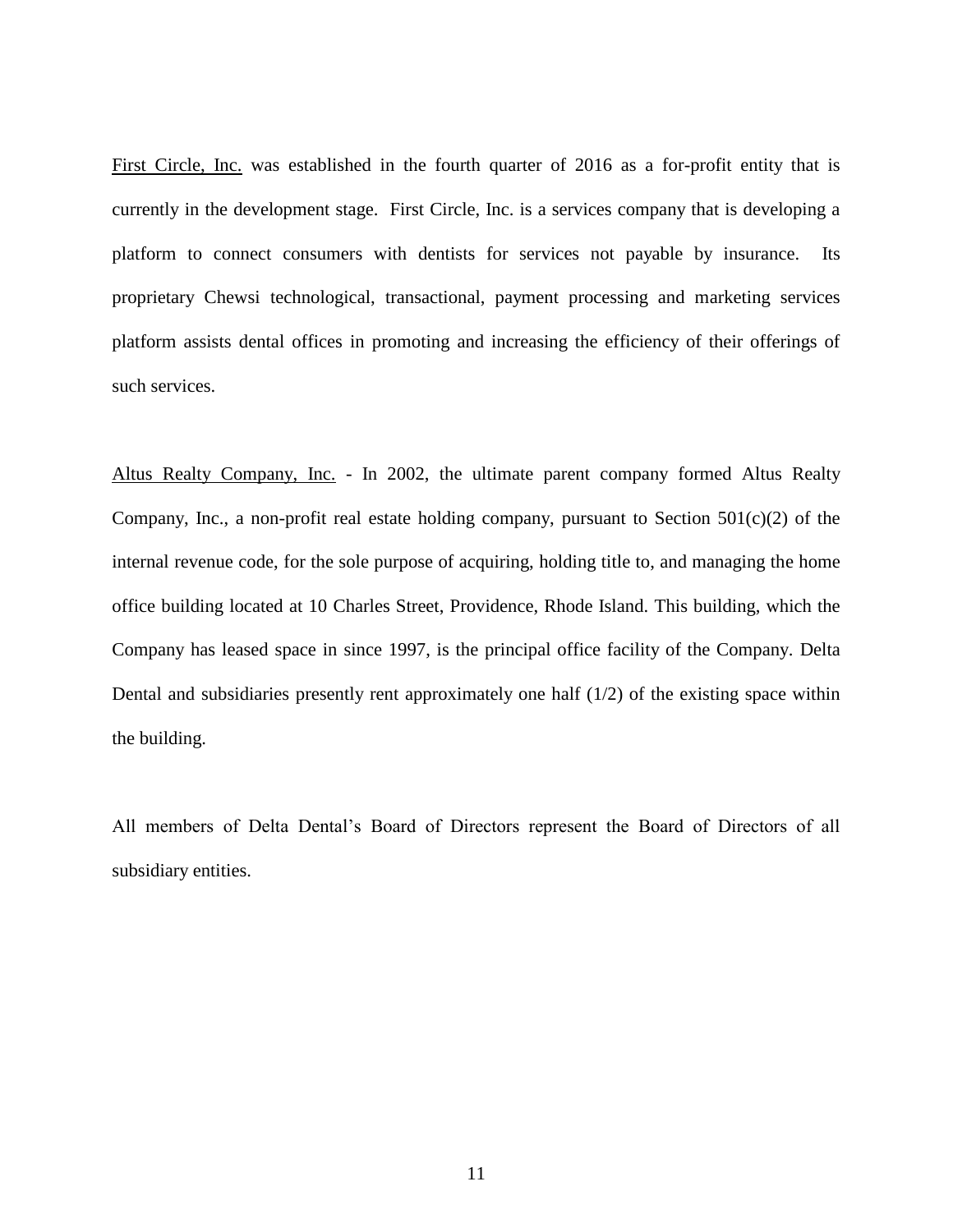<u>First Circle, Inc.</u> was established in the fourth quarter of 2016 as a for-profit entity that is currently in the development stage. First Circle, Inc. is a services company that is developing a platform to connect consumers with dentists for services not payable by insurance. Its proprietary Chewsi technological, transactional, payment processing and marketing services platform assists dental offices in promoting and increasing the efficiency of their offerings of such services.

<u>Altus Realty Company, Inc.</u> - In 2002, the ultimate parent company formed Altus Realty Company, Inc., a non-profit real estate holding company, pursuant to Section 501(c)(2) of the internal revenue code, for the sole purpose of acquiring, holding title to, and managing the home office building located at 10 Charles Street, Providence, Rhode Island. This building, which the Company has leased space in since 1997, is the principal office facility of the Company. Delta Dental and subsidiaries presently rent approximately one half (1/2) of the existing space within the building.

All members of Delta Dental's Board of Directors represent the Board of Directors of all subsidiary entities.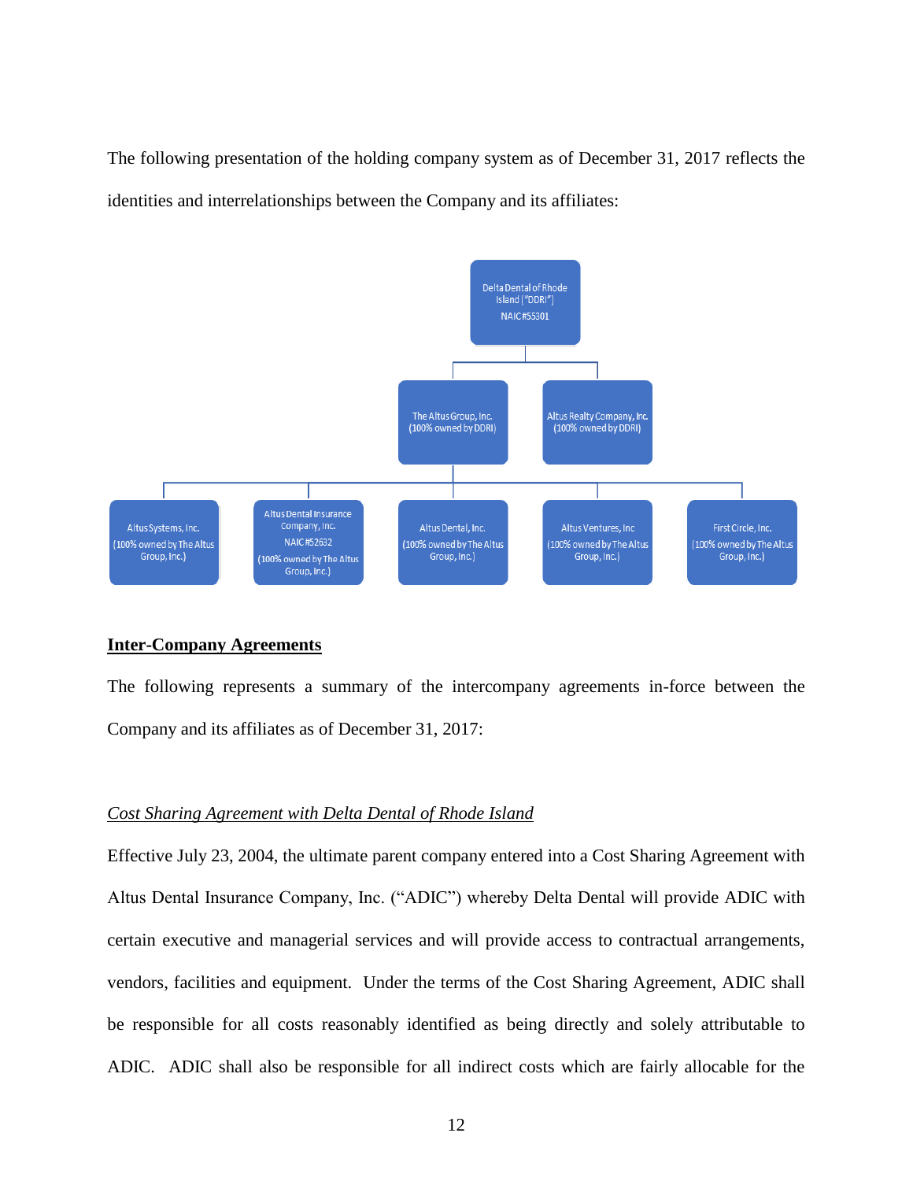The following presentation of the holding company system as of December 31, 2017 reflects the identities and interrelationships between the Company and its affiliates:

- Delta Dental of Rhode Island ("DDRI") NAIC #55301
  - The Altus Group, Inc. (100% owned by DDRI)
    - Altus Systems, Inc. (100% owned by The Altus Group, Inc.)
    - Altus Dental Insurance Company, Inc. NAIC #52632 (100% owned by The Altus Group, Inc.)
    - Altus Dental, Inc. (100% owned by The Altus Group, Inc.)
    - Altus Ventures, Inc (100% owned by The Altus Group, Inc.)
    - First Circle, Inc. (100% owned by The Altus Group, Inc.)
  - Altus Realty Company, Inc. (100% owned by DDRI)

## Inter-Company Agreements

The following represents a summary of the intercompany agreements in-force between the Company and its affiliates as of December 31, 2017:

### *Cost Sharing Agreement with Delta Dental of Rhode Island*

Effective July 23, 2004, the ultimate parent company entered into a Cost Sharing Agreement with Altus Dental Insurance Company, Inc. ("ADIC") whereby Delta Dental will provide ADIC with certain executive and managerial services and will provide access to contractual arrangements, vendors, facilities and equipment. Under the terms of the Cost Sharing Agreement, ADIC shall be responsible for all costs reasonably identified as being directly and solely attributable to ADIC. ADIC shall also be responsible for all indirect costs which are fairly allocable for the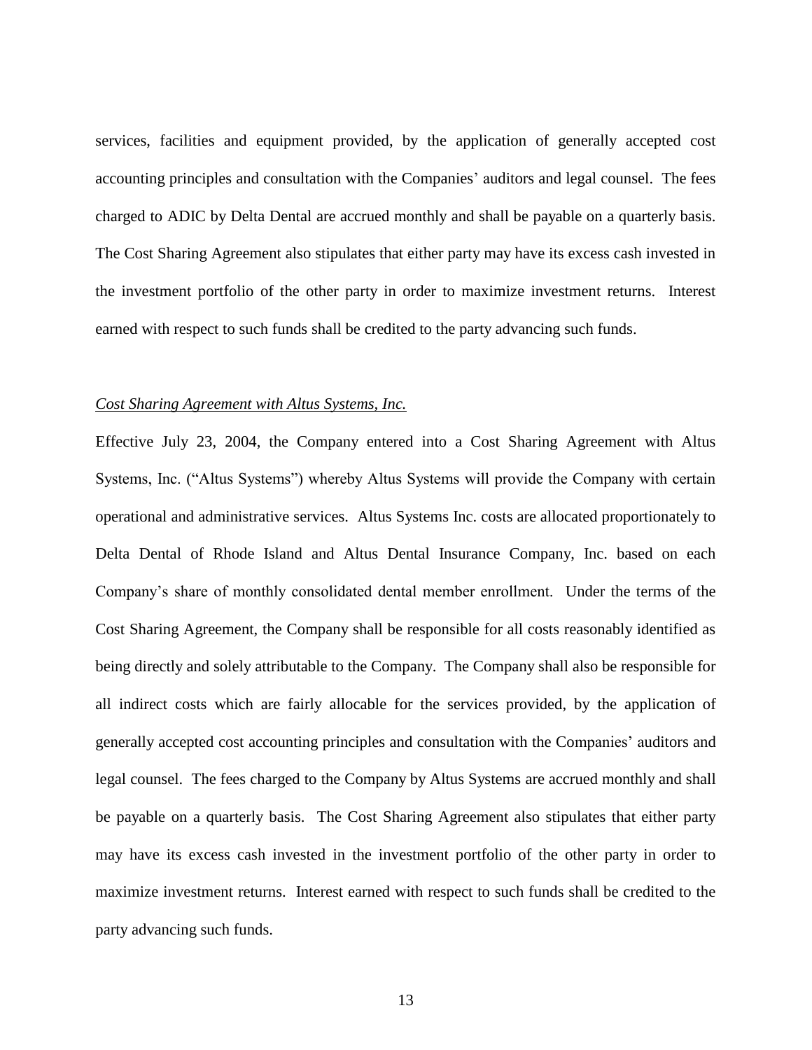services, facilities and equipment provided, by the application of generally accepted cost accounting principles and consultation with the Companies' auditors and legal counsel. The fees charged to ADIC by Delta Dental are accrued monthly and shall be payable on a quarterly basis. The Cost Sharing Agreement also stipulates that either party may have its excess cash invested in the investment portfolio of the other party in order to maximize investment returns. Interest earned with respect to such funds shall be credited to the party advancing such funds.

*Cost Sharing Agreement with Altus Systems, Inc.*

Effective July 23, 2004, the Company entered into a Cost Sharing Agreement with Altus Systems, Inc. ("Altus Systems") whereby Altus Systems will provide the Company with certain operational and administrative services. Altus Systems Inc. costs are allocated proportionately to Delta Dental of Rhode Island and Altus Dental Insurance Company, Inc. based on each Company's share of monthly consolidated dental member enrollment. Under the terms of the Cost Sharing Agreement, the Company shall be responsible for all costs reasonably identified as being directly and solely attributable to the Company. The Company shall also be responsible for all indirect costs which are fairly allocable for the services provided, by the application of generally accepted cost accounting principles and consultation with the Companies' auditors and legal counsel. The fees charged to the Company by Altus Systems are accrued monthly and shall be payable on a quarterly basis. The Cost Sharing Agreement also stipulates that either party may have its excess cash invested in the investment portfolio of the other party in order to maximize investment returns. Interest earned with respect to such funds shall be credited to the party advancing such funds.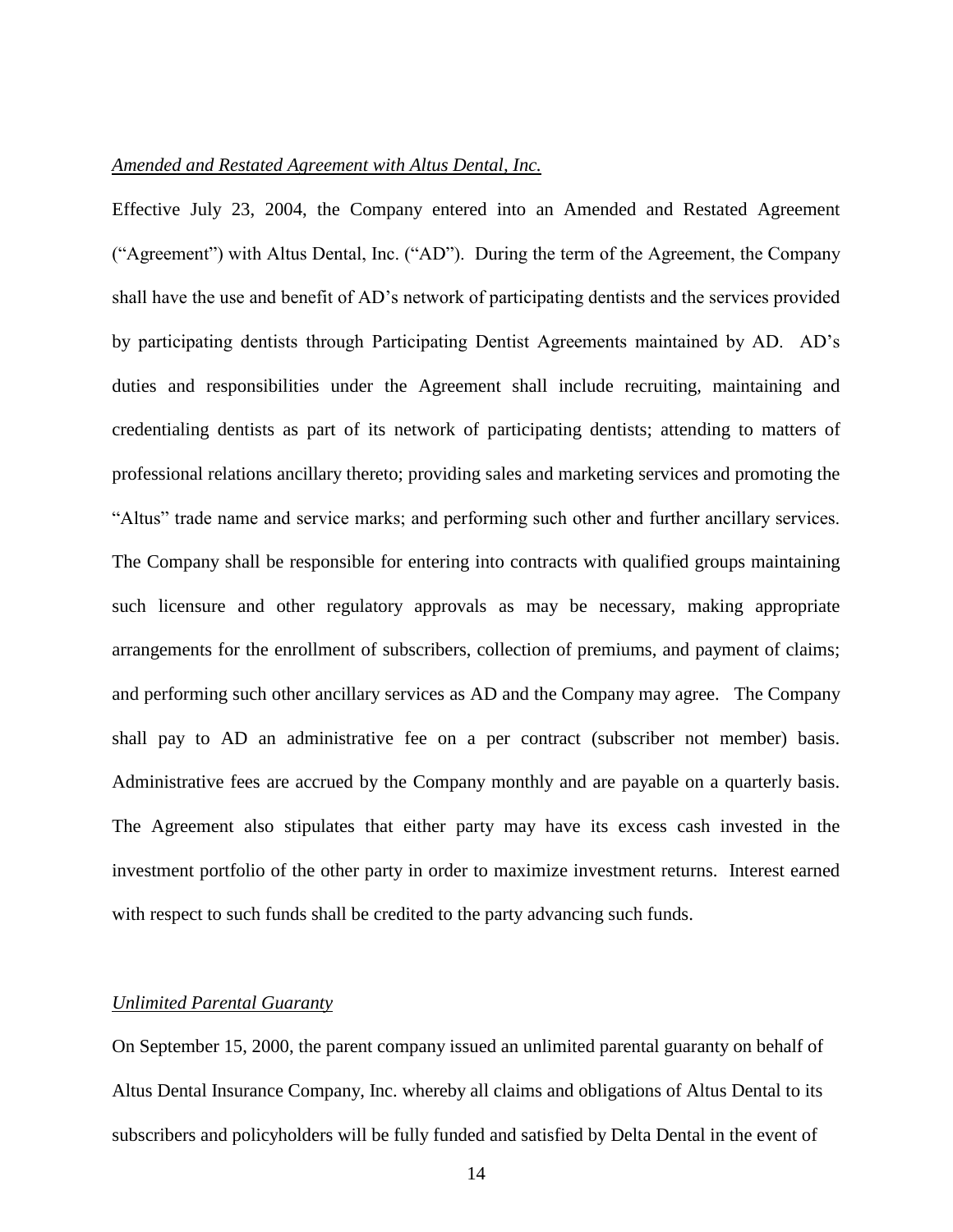*Amended and Restated Agreement with Altus Dental, Inc.*

Effective July 23, 2004, the Company entered into an Amended and Restated Agreement ("Agreement") with Altus Dental, Inc. ("AD"). During the term of the Agreement, the Company shall have the use and benefit of AD's network of participating dentists and the services provided by participating dentists through Participating Dentist Agreements maintained by AD. AD's duties and responsibilities under the Agreement shall include recruiting, maintaining and credentialing dentists as part of its network of participating dentists; attending to matters of professional relations ancillary thereto; providing sales and marketing services and promoting the "Altus" trade name and service marks; and performing such other and further ancillary services. The Company shall be responsible for entering into contracts with qualified groups maintaining such licensure and other regulatory approvals as may be necessary, making appropriate arrangements for the enrollment of subscribers, collection of premiums, and payment of claims; and performing such other ancillary services as AD and the Company may agree. The Company shall pay to AD an administrative fee on a per contract (subscriber not member) basis. Administrative fees are accrued by the Company monthly and are payable on a quarterly basis. The Agreement also stipulates that either party may have its excess cash invested in the investment portfolio of the other party in order to maximize investment returns. Interest earned with respect to such funds shall be credited to the party advancing such funds.

*Unlimited Parental Guaranty*

On September 15, 2000, the parent company issued an unlimited parental guaranty on behalf of Altus Dental Insurance Company, Inc. whereby all claims and obligations of Altus Dental to its subscribers and policyholders will be fully funded and satisfied by Delta Dental in the event of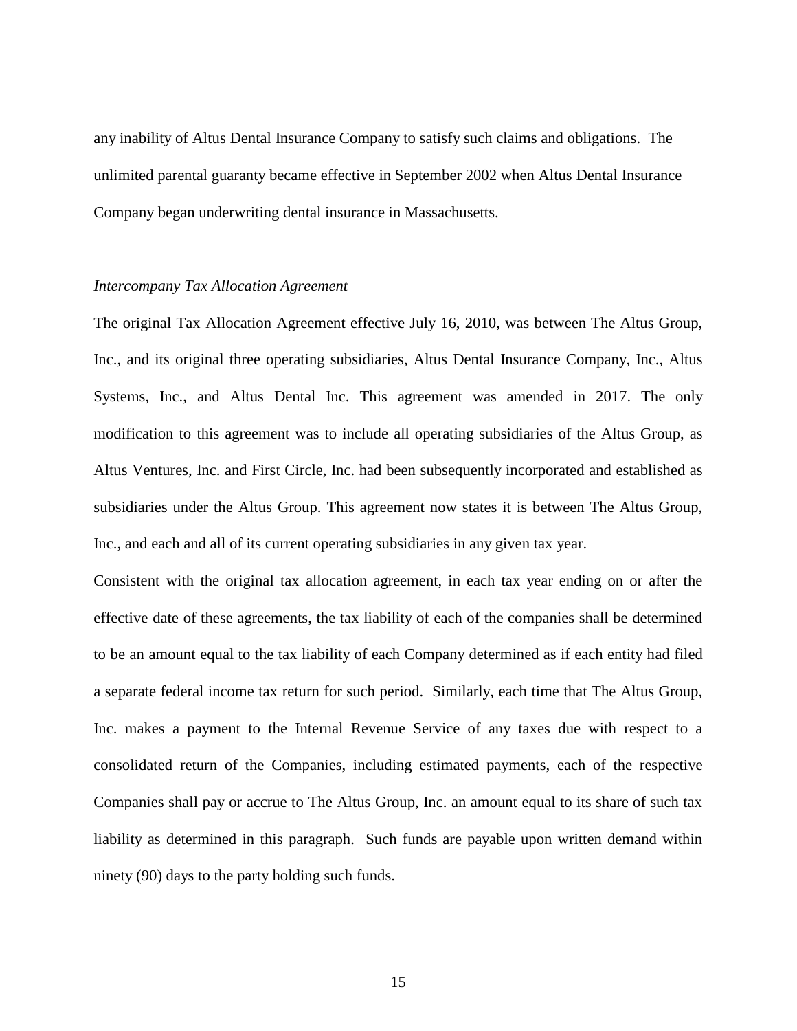any inability of Altus Dental Insurance Company to satisfy such claims and obligations. The unlimited parental guaranty became effective in September 2002 when Altus Dental Insurance Company began underwriting dental insurance in Massachusetts.

*Intercompany Tax Allocation Agreement*

The original Tax Allocation Agreement effective July 16, 2010, was between The Altus Group, Inc., and its original three operating subsidiaries, Altus Dental Insurance Company, Inc., Altus Systems, Inc., and Altus Dental Inc. This agreement was amended in 2017. The only modification to this agreement was to include all operating subsidiaries of the Altus Group, as Altus Ventures, Inc. and First Circle, Inc. had been subsequently incorporated and established as subsidiaries under the Altus Group. This agreement now states it is between The Altus Group, Inc., and each and all of its current operating subsidiaries in any given tax year.

Consistent with the original tax allocation agreement, in each tax year ending on or after the effective date of these agreements, the tax liability of each of the companies shall be determined to be an amount equal to the tax liability of each Company determined as if each entity had filed a separate federal income tax return for such period. Similarly, each time that The Altus Group, Inc. makes a payment to the Internal Revenue Service of any taxes due with respect to a consolidated return of the Companies, including estimated payments, each of the respective Companies shall pay or accrue to The Altus Group, Inc. an amount equal to its share of such tax liability as determined in this paragraph. Such funds are payable upon written demand within ninety (90) days to the party holding such funds.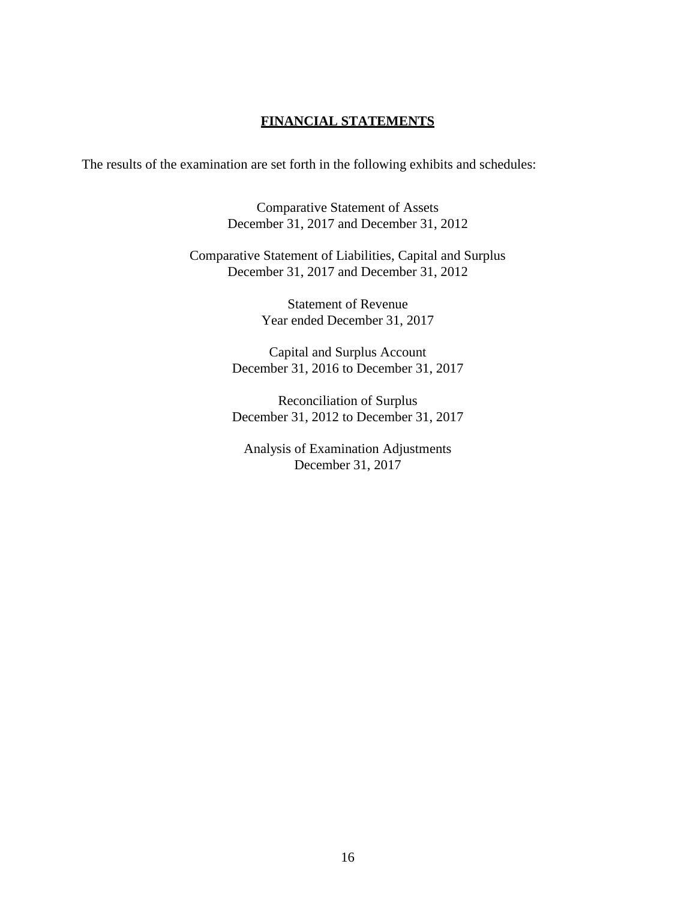## FINANCIAL STATEMENTS

The results of the examination are set forth in the following exhibits and schedules:

Comparative Statement of Assets
December 31, 2017 and December 31, 2012

Comparative Statement of Liabilities, Capital and Surplus
December 31, 2017 and December 31, 2012

Statement of Revenue
Year ended December 31, 2017

Capital and Surplus Account
December 31, 2016 to December 31, 2017

Reconciliation of Surplus
December 31, 2012 to December 31, 2017

Analysis of Examination Adjustments
December 31, 2017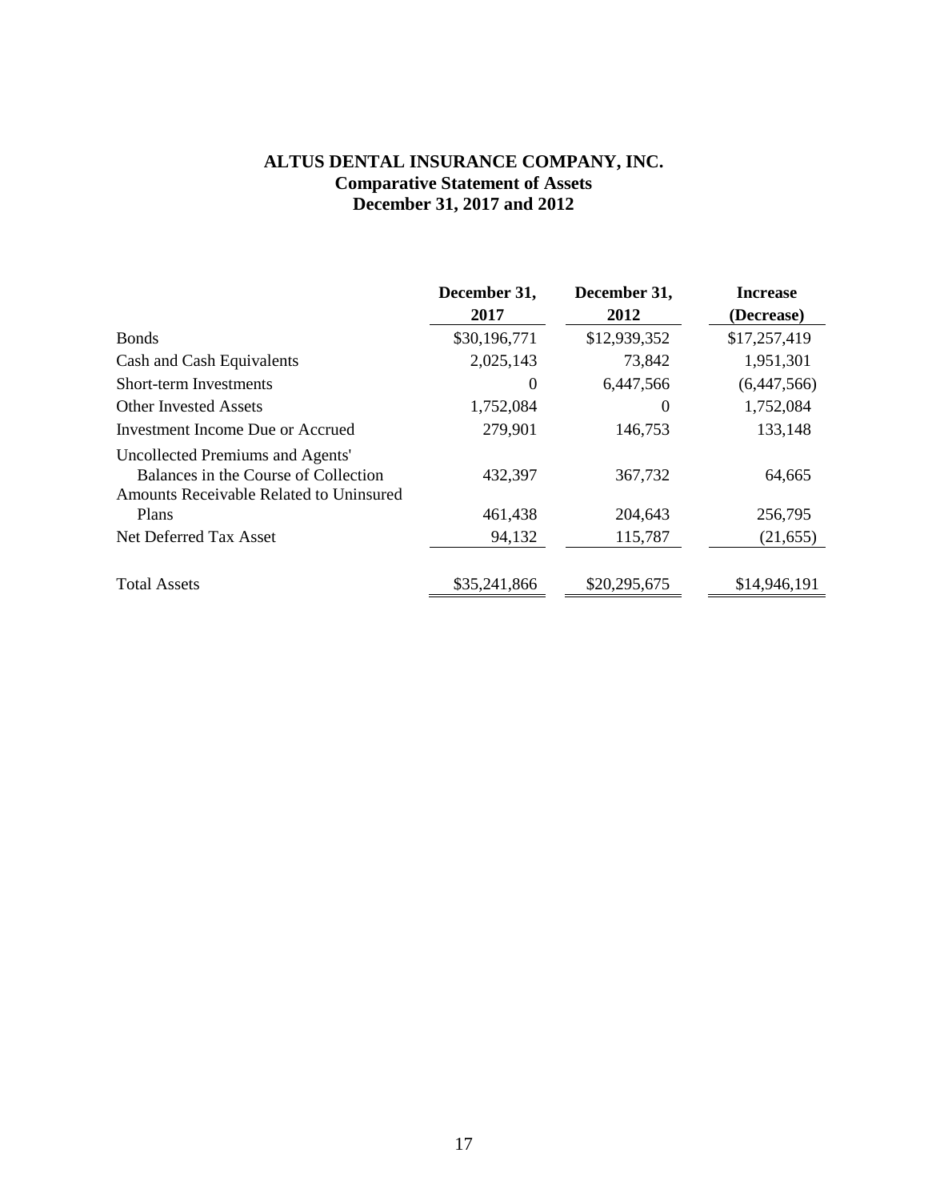# ALTUS DENTAL INSURANCE COMPANY, INC.
## Comparative Statement of Assets
## December 31, 2017 and 2012

| | December 31, 2017 | December 31, 2012 | Increase (Decrease) |
|---|---|---|---|
| Bonds | $30,196,771 | $12,939,352 | $17,257,419 |
| Cash and Cash Equivalents | 2,025,143 | 73,842 | 1,951,301 |
| Short-term Investments | 0 | 6,447,566 | (6,447,566) |
| Other Invested Assets | 1,752,084 | 0 | 1,752,084 |
| Investment Income Due or Accrued | 279,901 | 146,753 | 133,148 |
| Uncollected Premiums and Agents' Balances in the Course of Collection | 432,397 | 367,732 | 64,665 |
| Amounts Receivable Related to Uninsured Plans | 461,438 | 204,643 | 256,795 |
| Net Deferred Tax Asset | 94,132 | 115,787 | (21,655) |
| Total Assets | $35,241,866 | $20,295,675 | $14,946,191 |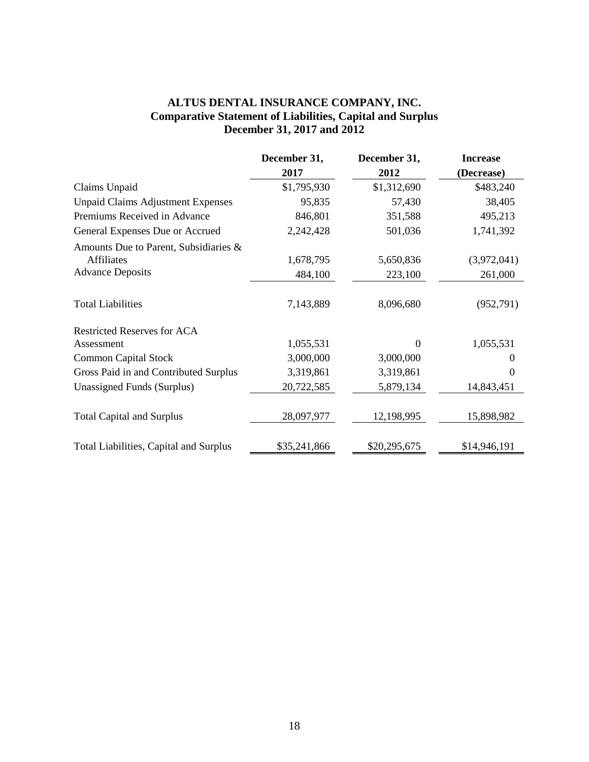# ALTUS DENTAL INSURANCE COMPANY, INC.
## Comparative Statement of Liabilities, Capital and Surplus
### December 31, 2017 and 2012

| | December 31, 2017 | December 31, 2012 | Increase (Decrease) |
|---|---|---|---|
| Claims Unpaid | $1,795,930 | $1,312,690 | $483,240 |
| Unpaid Claims Adjustment Expenses | 95,835 | 57,430 | 38,405 |
| Premiums Received in Advance | 846,801 | 351,588 | 495,213 |
| General Expenses Due or Accrued | 2,242,428 | 501,036 | 1,741,392 |
| Amounts Due to Parent, Subsidiaries & Affiliates | 1,678,795 | 5,650,836 | (3,972,041) |
| Advance Deposits | 484,100 | 223,100 | 261,000 |
| Total Liabilities | 7,143,889 | 8,096,680 | (952,791) |
| Restricted Reserves for ACA Assessment | 1,055,531 | 0 | 1,055,531 |
| Common Capital Stock | 3,000,000 | 3,000,000 | 0 |
| Gross Paid in and Contributed Surplus | 3,319,861 | 3,319,861 | 0 |
| Unassigned Funds (Surplus) | 20,722,585 | 5,879,134 | 14,843,451 |
| Total Capital and Surplus | 28,097,977 | 12,198,995 | 15,898,982 |
| Total Liabilities, Capital and Surplus | $35,241,866 | $20,295,675 | $14,946,191 |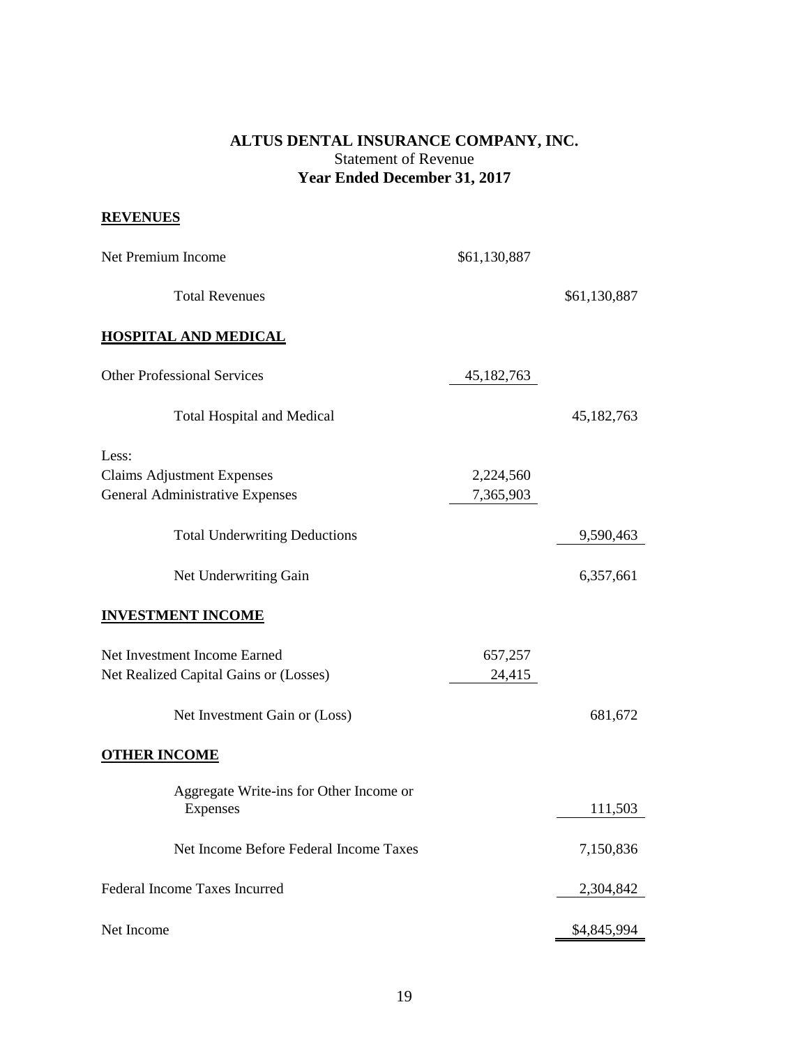**ALTUS DENTAL INSURANCE COMPANY, INC.**
Statement of Revenue
**Year Ended December 31, 2017**

| | | |
|---|---|---|
| **REVENUES** | | |
| Net Premium Income | $61,130,887 | |
| Total Revenues | | $61,130,887 |
| **HOSPITAL AND MEDICAL** | | |
| Other Professional Services | 45,182,763 | |
| Total Hospital and Medical | | 45,182,763 |
| Less: | | |
| Claims Adjustment Expenses | 2,224,560 | |
| General Administrative Expenses | 7,365,903 | |
| Total Underwriting Deductions | | 9,590,463 |
| Net Underwriting Gain | | 6,357,661 |
| **INVESTMENT INCOME** | | |
| Net Investment Income Earned | 657,257 | |
| Net Realized Capital Gains or (Losses) | 24,415 | |
| Net Investment Gain or (Loss) | | 681,672 |
| **OTHER INCOME** | | |
| Aggregate Write-ins for Other Income or Expenses | | 111,503 |
| Net Income Before Federal Income Taxes | | 7,150,836 |
| Federal Income Taxes Incurred | | 2,304,842 |
| Net Income | | $4,845,994 |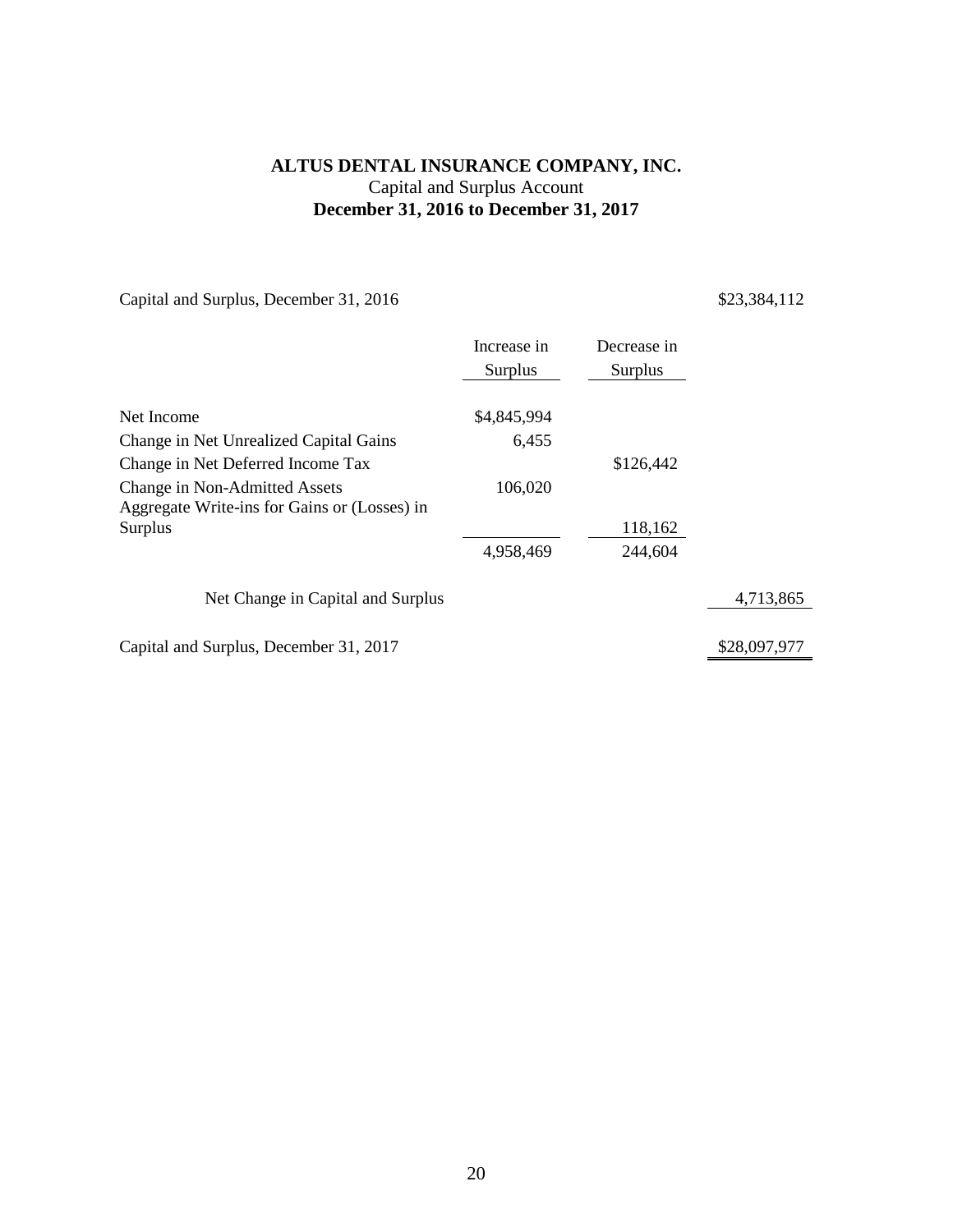**ALTUS DENTAL INSURANCE COMPANY, INC.**

Capital and Surplus Account

**December 31, 2016 to December 31, 2017**

| | Increase in Surplus | Decrease in Surplus | |
|---|---|---|---|
| Capital and Surplus, December 31, 2016 | | | $23,384,112 |
| Net Income | $4,845,994 | | |
| Change in Net Unrealized Capital Gains | 6,455 | | |
| Change in Net Deferred Income Tax | | $126,442 | |
| Change in Non-Admitted Assets | 106,020 | | |
| Aggregate Write-ins for Gains or (Losses) in Surplus | | 118,162 | |
| | 4,958,469 | 244,604 | |
| Net Change in Capital and Surplus | | | 4,713,865 |
| Capital and Surplus, December 31, 2017 | | | $28,097,977 |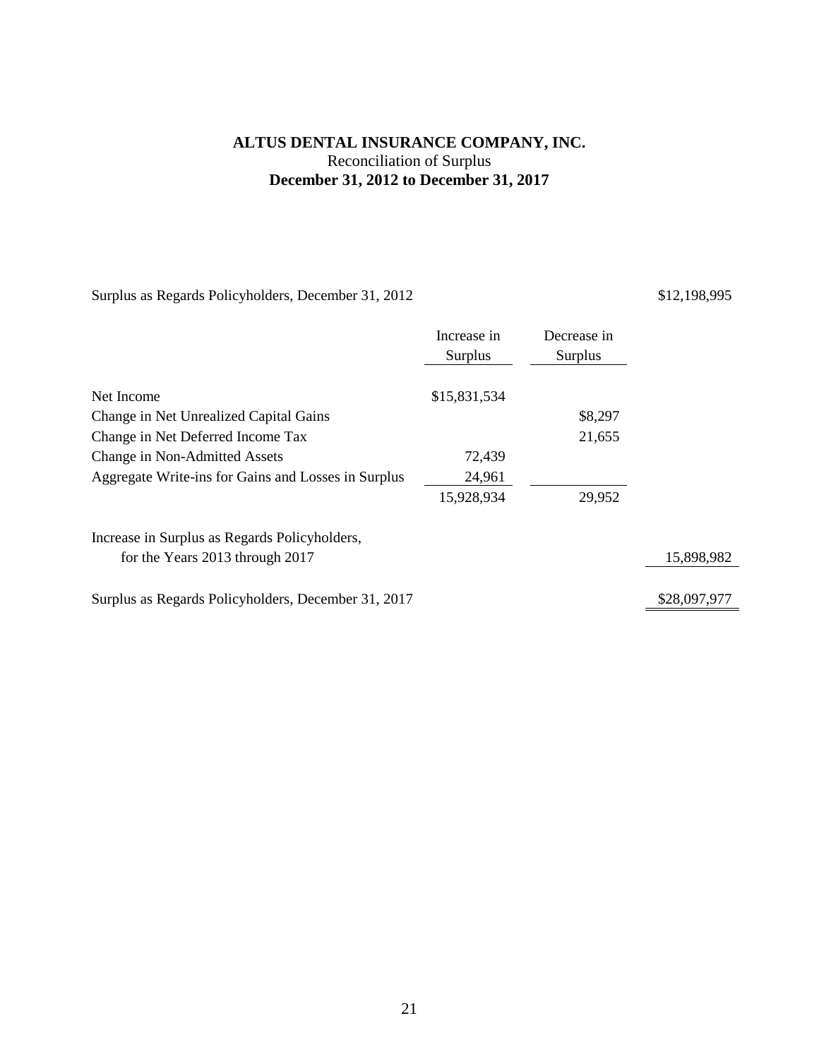# ALTUS DENTAL INSURANCE COMPANY, INC.

Reconciliation of Surplus

**December 31, 2012 to December 31, 2017**

| | Increase in Surplus | Decrease in Surplus | |
|---|---|---|---|
| Surplus as Regards Policyholders, December 31, 2012 | | | $12,198,995 |
| Net Income | $15,831,534 | | |
| Change in Net Unrealized Capital Gains | | $8,297 | |
| Change in Net Deferred Income Tax | | 21,655 | |
| Change in Non-Admitted Assets | 72,439 | | |
| Aggregate Write-ins for Gains and Losses in Surplus | 24,961 | | |
| | 15,928,934 | 29,952 | |
| Increase in Surplus as Regards Policyholders, for the Years 2013 through 2017 | | | 15,898,982 |
| Surplus as Regards Policyholders, December 31, 2017 | | | $28,097,977 |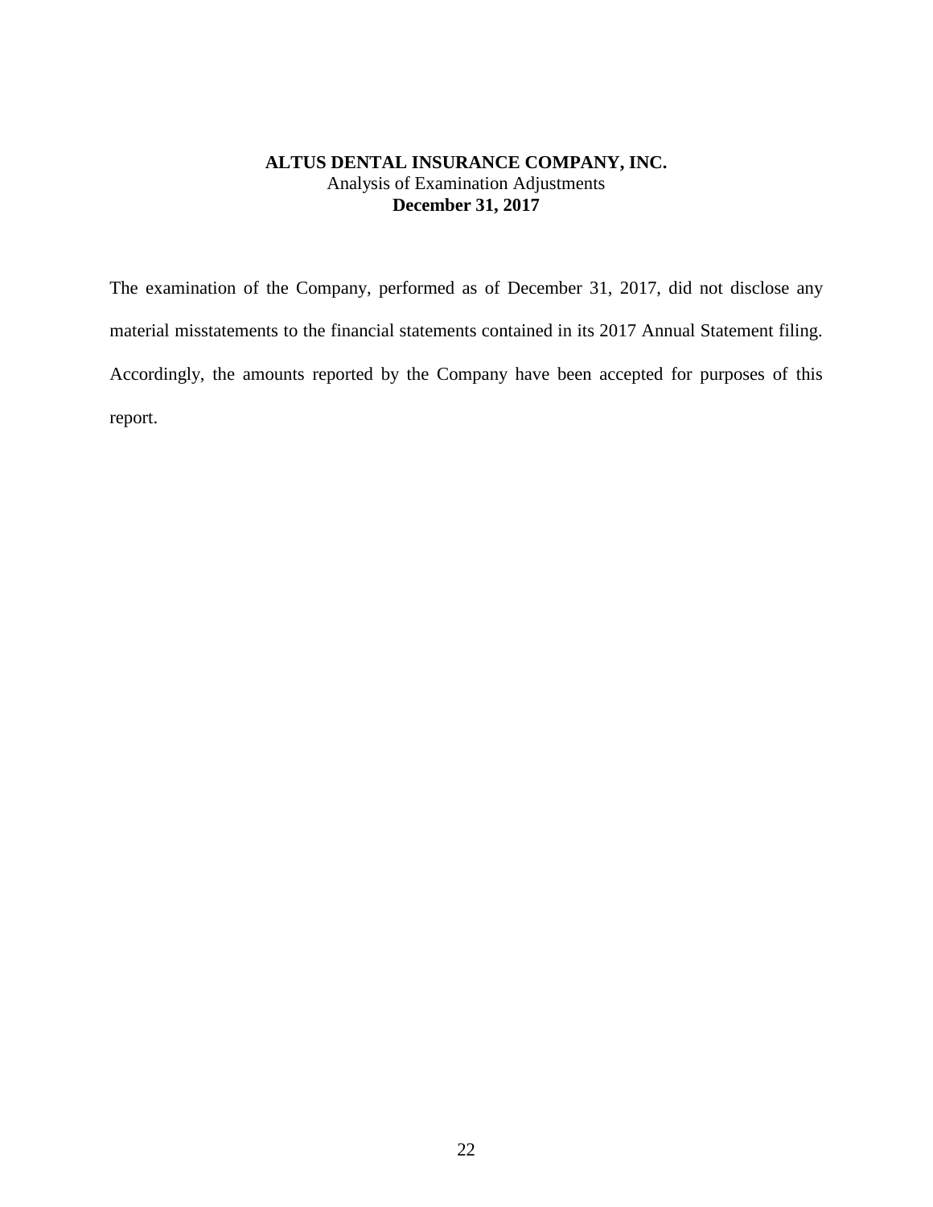**ALTUS DENTAL INSURANCE COMPANY, INC.**
Analysis of Examination Adjustments
**December 31, 2017**

The examination of the Company, performed as of December 31, 2017, did not disclose any material misstatements to the financial statements contained in its 2017 Annual Statement filing. Accordingly, the amounts reported by the Company have been accepted for purposes of this report.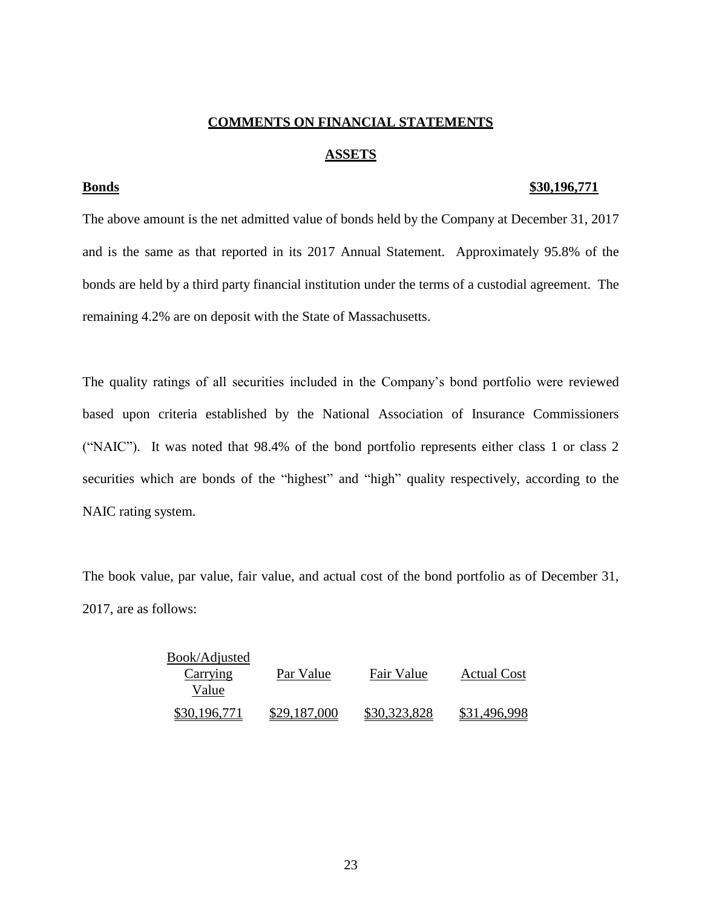## COMMENTS ON FINANCIAL STATEMENTS

### ASSETS

**Bonds** **$30,196,771**

The above amount is the net admitted value of bonds held by the Company at December 31, 2017 and is the same as that reported in its 2017 Annual Statement. Approximately 95.8% of the bonds are held by a third party financial institution under the terms of a custodial agreement. The remaining 4.2% are on deposit with the State of Massachusetts.

The quality ratings of all securities included in the Company's bond portfolio were reviewed based upon criteria established by the National Association of Insurance Commissioners ("NAIC"). It was noted that 98.4% of the bond portfolio represents either class 1 or class 2 securities which are bonds of the "highest" and "high" quality respectively, according to the NAIC rating system.

The book value, par value, fair value, and actual cost of the bond portfolio as of December 31, 2017, are as follows:

| Book/Adjusted Carrying Value | Par Value | Fair Value | Actual Cost |
|---|---|---|---|
| $30,196,771 | $29,187,000 | $30,323,828 | $31,496,998 |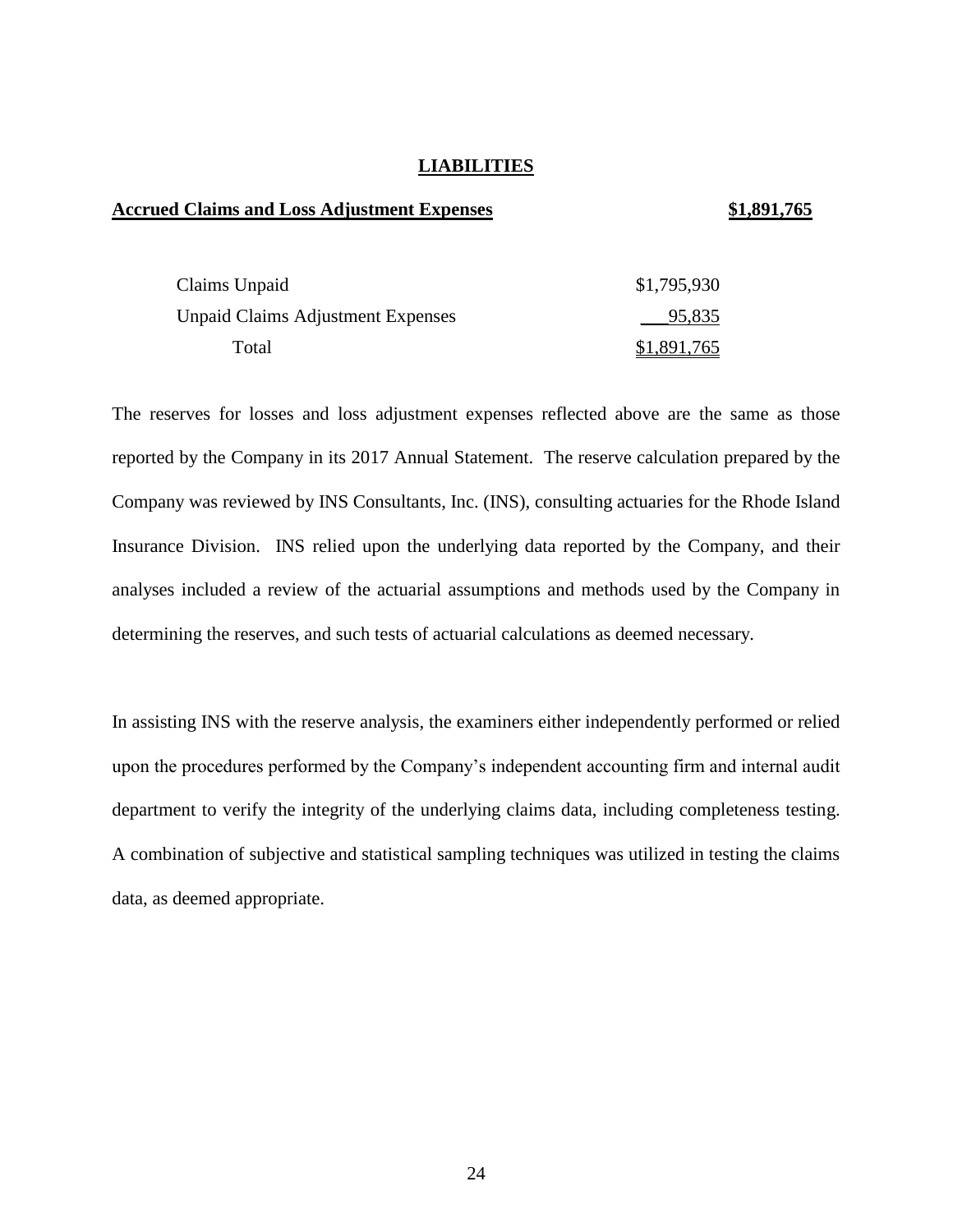## LIABILITIES

**Accrued Claims and Loss Adjustment Expenses** **$1,891,765**

| | |
|---|---|
| Claims Unpaid | $1,795,930 |
| Unpaid Claims Adjustment Expenses | 95,835 |
| Total | $1,891,765 |

The reserves for losses and loss adjustment expenses reflected above are the same as those reported by the Company in its 2017 Annual Statement. The reserve calculation prepared by the Company was reviewed by INS Consultants, Inc. (INS), consulting actuaries for the Rhode Island Insurance Division. INS relied upon the underlying data reported by the Company, and their analyses included a review of the actuarial assumptions and methods used by the Company in determining the reserves, and such tests of actuarial calculations as deemed necessary.

In assisting INS with the reserve analysis, the examiners either independently performed or relied upon the procedures performed by the Company's independent accounting firm and internal audit department to verify the integrity of the underlying claims data, including completeness testing. A combination of subjective and statistical sampling techniques was utilized in testing the claims data, as deemed appropriate.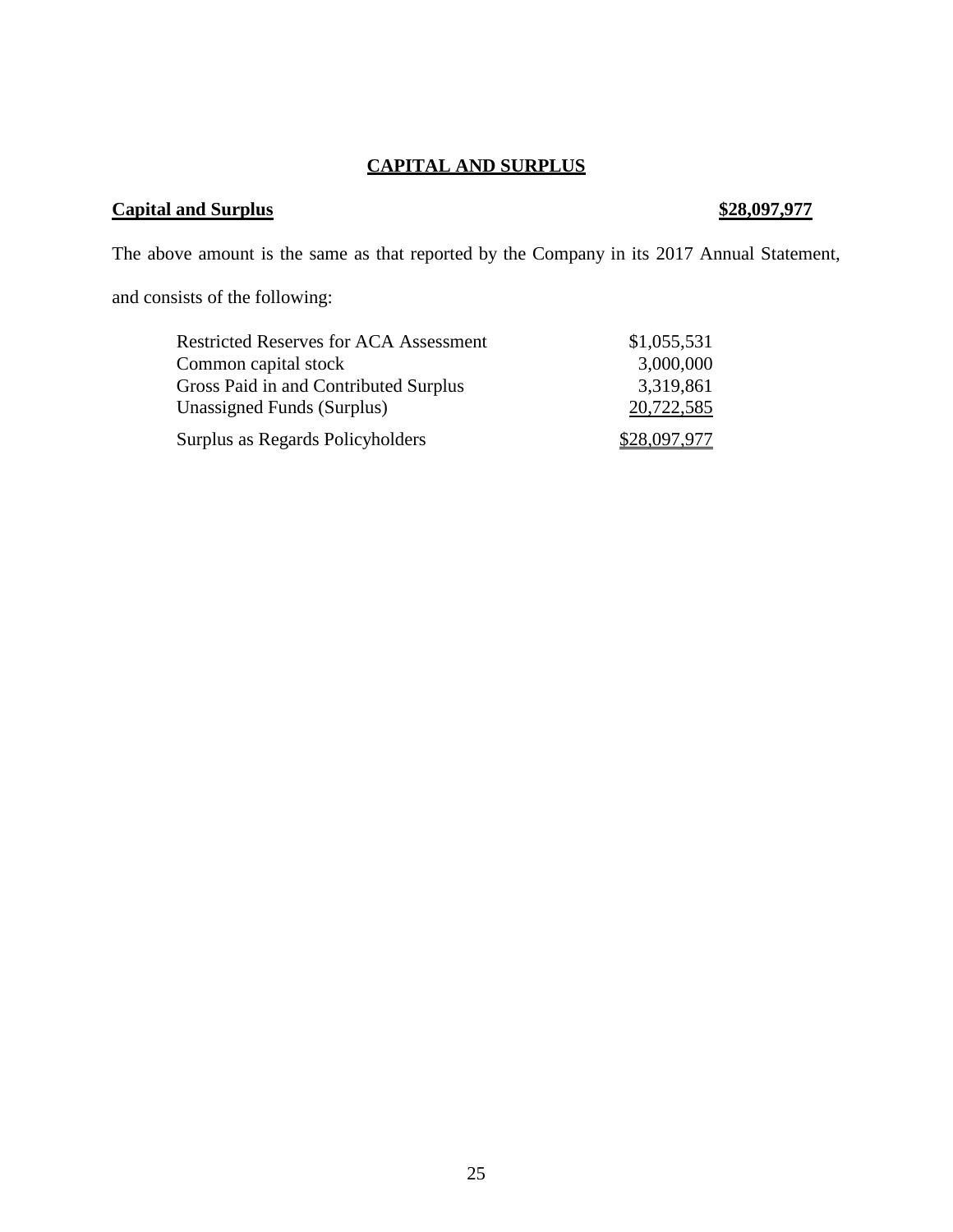## CAPITAL AND SURPLUS

**Capital and Surplus** **$28,097,977**

The above amount is the same as that reported by the Company in its 2017 Annual Statement, and consists of the following:

| | |
|---|---|
| Restricted Reserves for ACA Assessment | $1,055,531 |
| Common capital stock | 3,000,000 |
| Gross Paid in and Contributed Surplus | 3,319,861 |
| Unassigned Funds (Surplus) | 20,722,585 |
| Surplus as Regards Policyholders | $28,097,977 |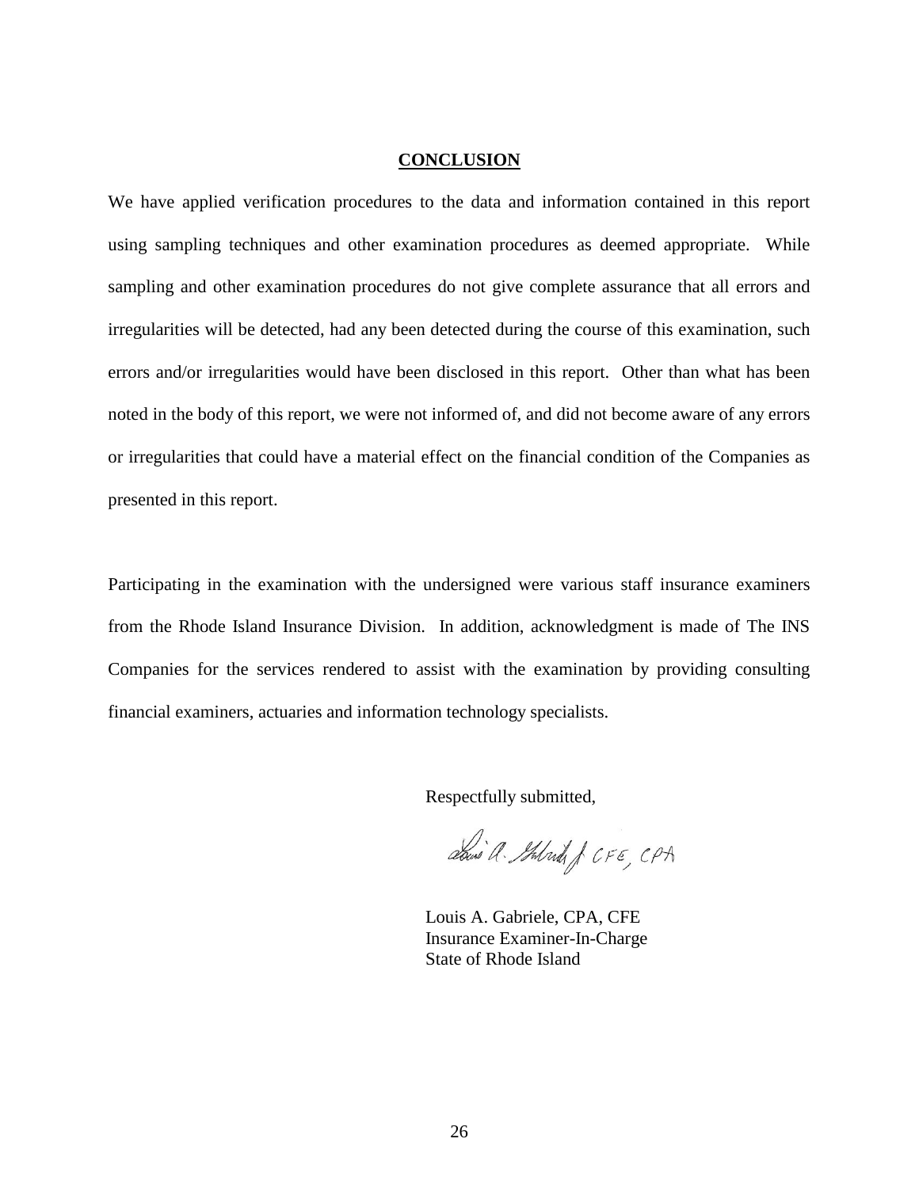## CONCLUSION

We have applied verification procedures to the data and information contained in this report using sampling techniques and other examination procedures as deemed appropriate. While sampling and other examination procedures do not give complete assurance that all errors and irregularities will be detected, had any been detected during the course of this examination, such errors and/or irregularities would have been disclosed in this report. Other than what has been noted in the body of this report, we were not informed of, and did not become aware of any errors or irregularities that could have a material effect on the financial condition of the Companies as presented in this report.

Participating in the examination with the undersigned were various staff insurance examiners from the Rhode Island Insurance Division. In addition, acknowledgment is made of The INS Companies for the services rendered to assist with the examination by providing consulting financial examiners, actuaries and information technology specialists.

Respectfully submitted,

Louis A. Gabriele, CPA, CFE
Insurance Examiner-In-Charge
State of Rhode Island